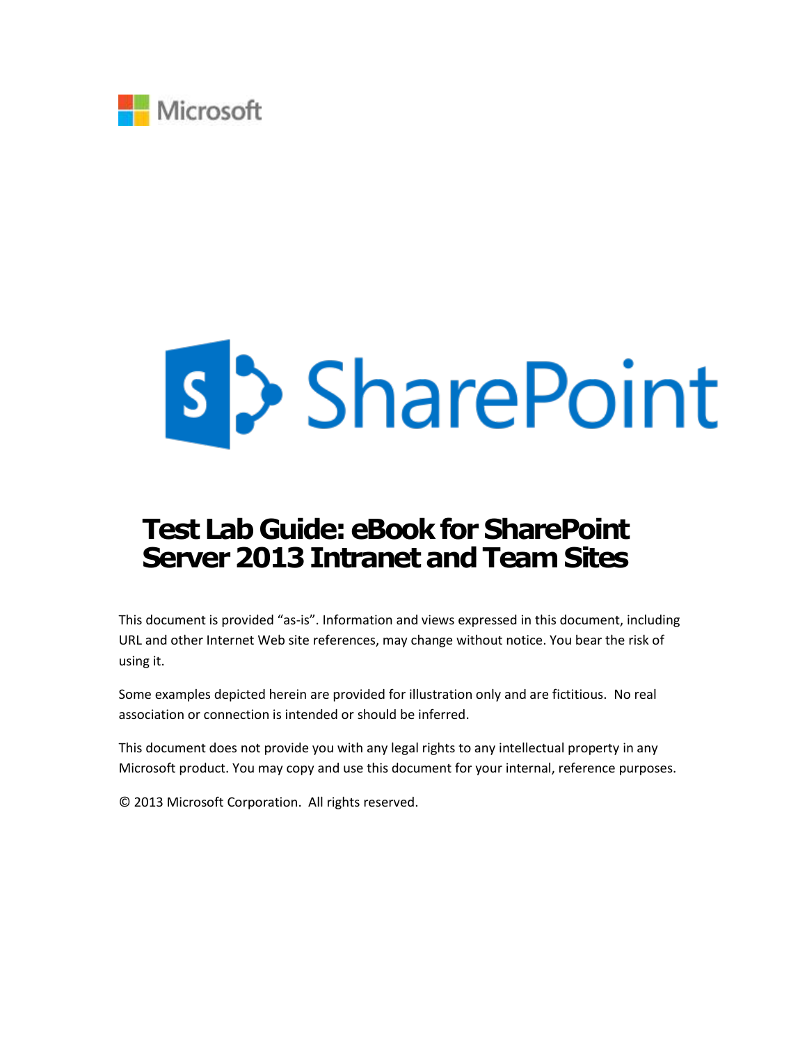Microsoft

SharePoint

# Test Lab Guide: eBook for SharePoint Server 2013 Intranet and Team Sites

This document is provided "as-is". Information and views expressed in this document, including URL and other Internet Web site references, may change without notice. You bear the risk of using it.

Some examples depicted herein are provided for illustration only and are fictitious. No real association or connection is intended or should be inferred.

This document does not provide you with any legal rights to any intellectual property in any Microsoft product. You may copy and use this document for your internal, reference purposes.

© 2013 Microsoft Corporation. All rights reserved.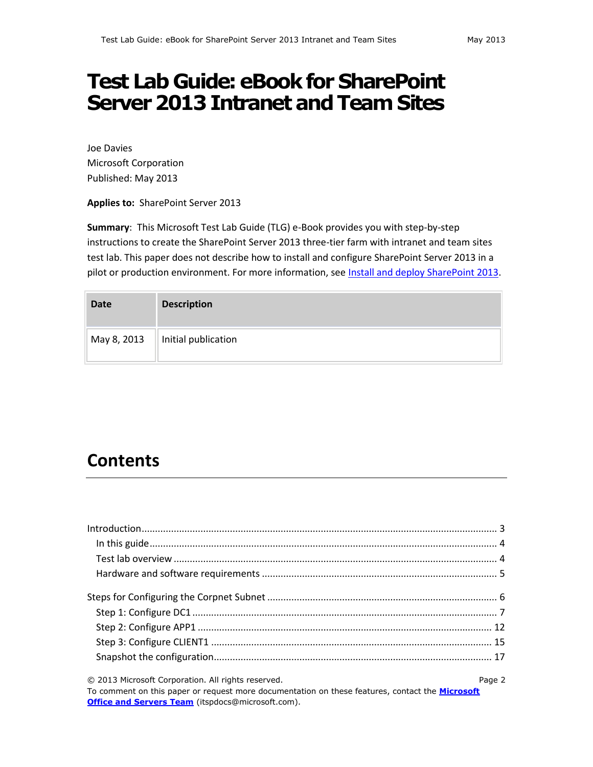# Test Lab Guide: eBook for SharePoint Server 2013 Intranet and Team Sites

Joe Davies
Microsoft Corporation
Published: May 2013

**Applies to:** SharePoint Server 2013

**Summary**: This Microsoft Test Lab Guide (TLG) e-Book provides you with step-by-step instructions to create the SharePoint Server 2013 three-tier farm with intranet and team sites test lab. This paper does not describe how to install and configure SharePoint Server 2013 in a pilot or production environment. For more information, see Install and deploy SharePoint 2013.

| Date | Description |
|---|---|
| May 8, 2013 | Initial publication |

## Contents

Introduction .......... 3
- In this guide .......... 4
- Test lab overview .......... 4
- Hardware and software requirements .......... 5

Steps for Configuring the Corpnet Subnet .......... 6
- Step 1: Configure DC1 .......... 7
- Step 2: Configure APP1 .......... 12
- Step 3: Configure CLIENT1 .......... 15
- Snapshot the configuration .......... 17

© 2013 Microsoft Corporation. All rights reserved.
To comment on this paper or request more documentation on these features, contact the **Microsoft Office and Servers Team** (itspdocs@microsoft.com).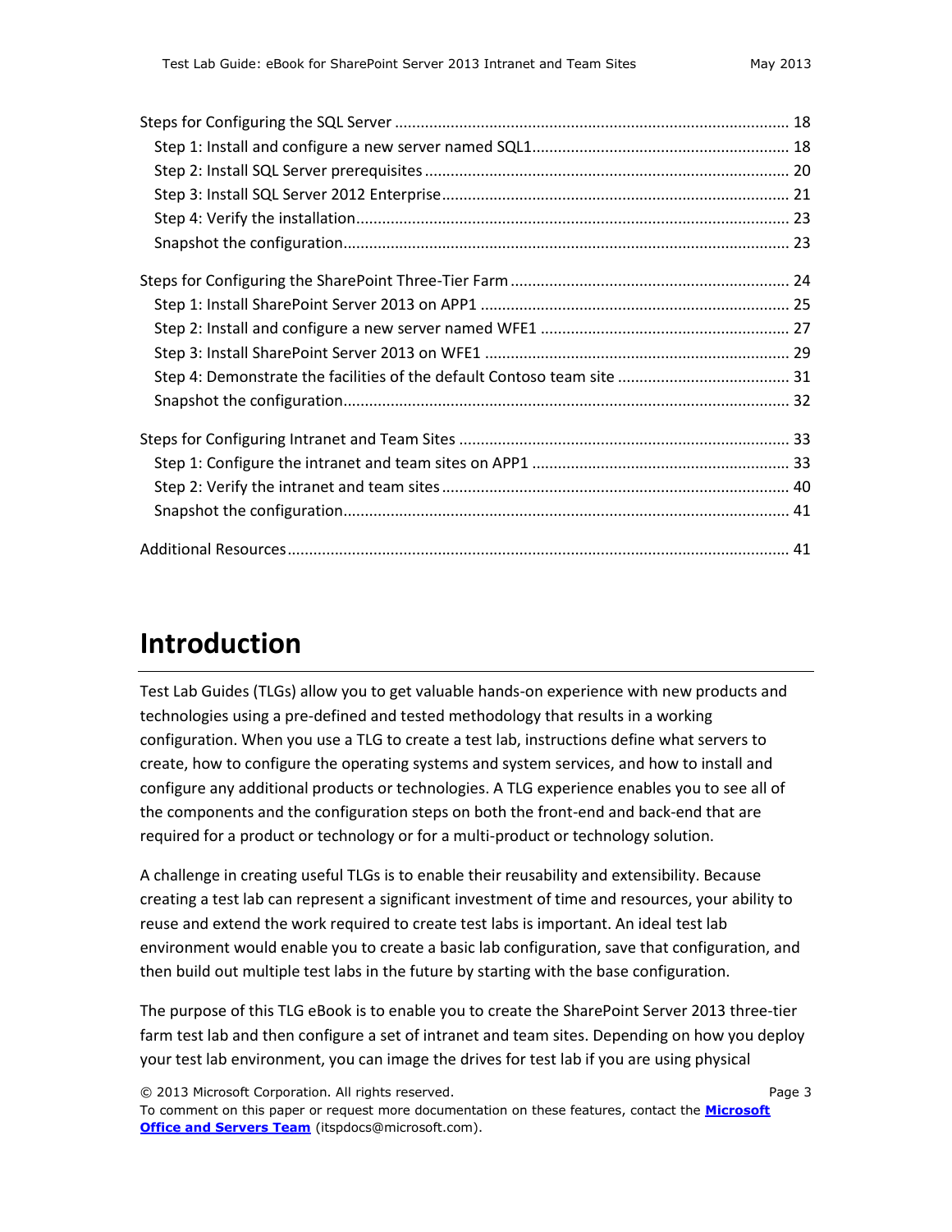Steps for Configuring the SQL Server ........................................................................................ 18
- Step 1: Install and configure a new server named SQL1........................................................ 18
- Step 2: Install SQL Server prerequisites .................................................................................. 20
- Step 3: Install SQL Server 2012 Enterprise.............................................................................. 21
- Step 4: Verify the installation.................................................................................................. 23
- Snapshot the configuration..................................................................................................... 23

Steps for Configuring the SharePoint Three-Tier Farm ............................................................... 24
- Step 1: Install SharePoint Server 2013 on APP1 ..................................................................... 25
- Step 2: Install and configure a new server named WFE1 ........................................................ 27
- Step 3: Install SharePoint Server 2013 on WFE1 ..................................................................... 29
- Step 4: Demonstrate the facilities of the default Contoso team site ....................................... 31
- Snapshot the configuration..................................................................................................... 32

Steps for Configuring Intranet and Team Sites ........................................................................... 33
- Step 1: Configure the intranet and team sites on APP1 .......................................................... 33
- Step 2: Verify the intranet and team sites ............................................................................... 40
- Snapshot the configuration..................................................................................................... 41

Additional Resources................................................................................................................... 41

# Introduction

Test Lab Guides (TLGs) allow you to get valuable hands-on experience with new products and technologies using a pre-defined and tested methodology that results in a working configuration. When you use a TLG to create a test lab, instructions define what servers to create, how to configure the operating systems and system services, and how to install and configure any additional products or technologies. A TLG experience enables you to see all of the components and the configuration steps on both the front-end and back-end that are required for a product or technology or for a multi-product or technology solution.

A challenge in creating useful TLGs is to enable their reusability and extensibility. Because creating a test lab can represent a significant investment of time and resources, your ability to reuse and extend the work required to create test labs is important. An ideal test lab environment would enable you to create a basic lab configuration, save that configuration, and then build out multiple test labs in the future by starting with the base configuration.

The purpose of this TLG eBook is to enable you to create the SharePoint Server 2013 three-tier farm test lab and then configure a set of intranet and team sites. Depending on how you deploy your test lab environment, you can image the drives for test lab if you are using physical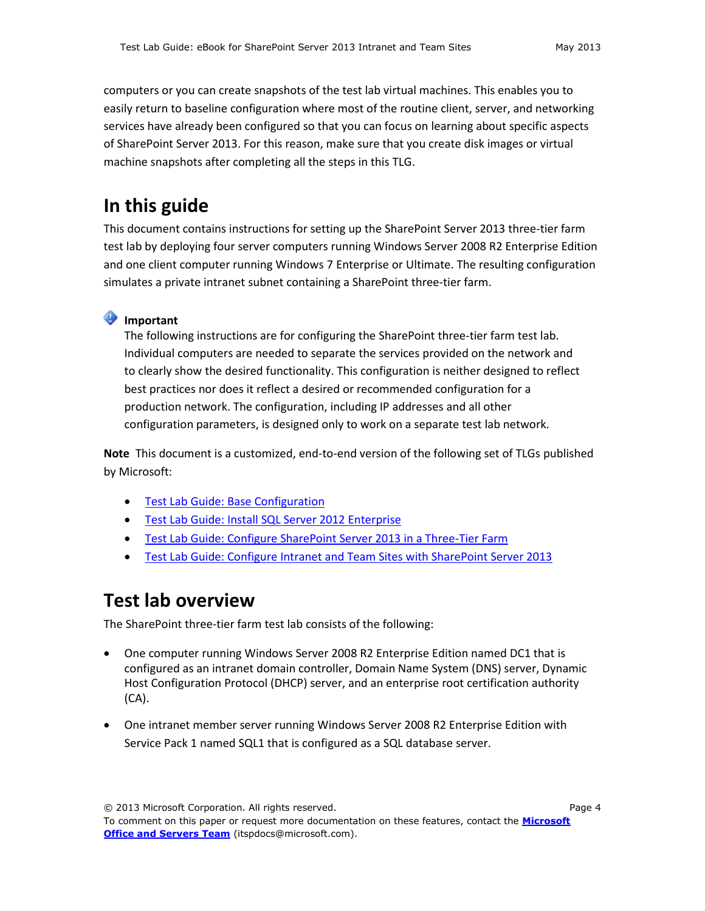computers or you can create snapshots of the test lab virtual machines. This enables you to easily return to baseline configuration where most of the routine client, server, and networking services have already been configured so that you can focus on learning about specific aspects of SharePoint Server 2013. For this reason, make sure that you create disk images or virtual machine snapshots after completing all the steps in this TLG.

## In this guide

This document contains instructions for setting up the SharePoint Server 2013 three-tier farm test lab by deploying four server computers running Windows Server 2008 R2 Enterprise Edition and one client computer running Windows 7 Enterprise or Ultimate. The resulting configuration simulates a private intranet subnet containing a SharePoint three-tier farm.

> **Important**
> The following instructions are for configuring the SharePoint three-tier farm test lab. Individual computers are needed to separate the services provided on the network and to clearly show the desired functionality. This configuration is neither designed to reflect best practices nor does it reflect a desired or recommended configuration for a production network. The configuration, including IP addresses and all other configuration parameters, is designed only to work on a separate test lab network.

**Note** This document is a customized, end-to-end version of the following set of TLGs published by Microsoft:

- Test Lab Guide: Base Configuration
- Test Lab Guide: Install SQL Server 2012 Enterprise
- Test Lab Guide: Configure SharePoint Server 2013 in a Three-Tier Farm
- Test Lab Guide: Configure Intranet and Team Sites with SharePoint Server 2013

## Test lab overview

The SharePoint three-tier farm test lab consists of the following:

- One computer running Windows Server 2008 R2 Enterprise Edition named DC1 that is configured as an intranet domain controller, Domain Name System (DNS) server, Dynamic Host Configuration Protocol (DHCP) server, and an enterprise root certification authority (CA).
- One intranet member server running Windows Server 2008 R2 Enterprise Edition with Service Pack 1 named SQL1 that is configured as a SQL database server.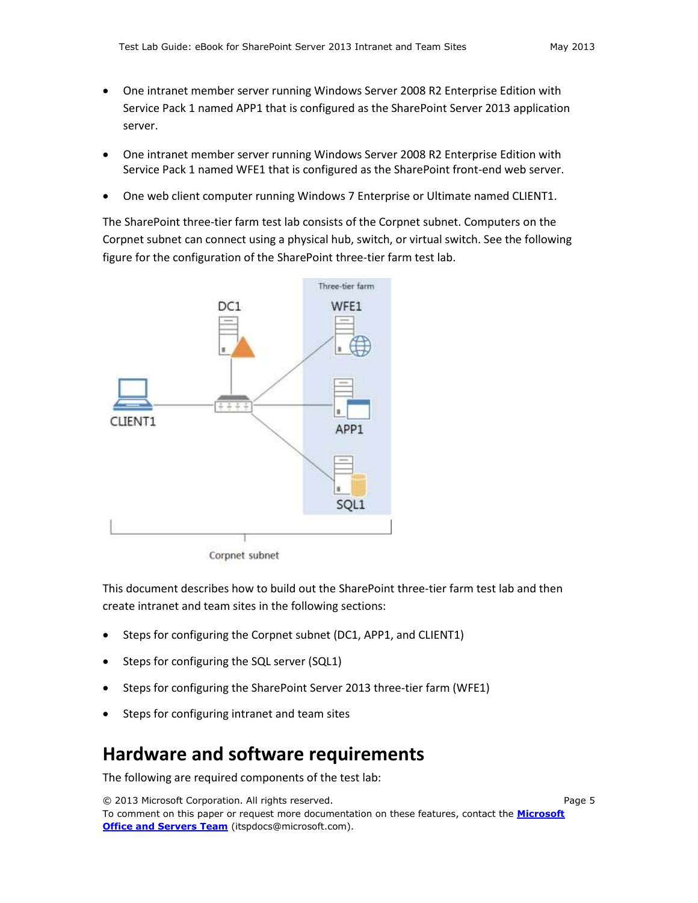- One intranet member server running Windows Server 2008 R2 Enterprise Edition with Service Pack 1 named APP1 that is configured as the SharePoint Server 2013 application server.
- One intranet member server running Windows Server 2008 R2 Enterprise Edition with Service Pack 1 named WFE1 that is configured as the SharePoint front-end web server.
- One web client computer running Windows 7 Enterprise or Ultimate named CLIENT1.

The SharePoint three-tier farm test lab consists of the Corpnet subnet. Computers on the Corpnet subnet can connect using a physical hub, switch, or virtual switch. See the following figure for the configuration of the SharePoint three-tier farm test lab.

Three-tier farm

DC1

WFE1

CLIENT1

APP1

SQL1

Corpnet subnet

This document describes how to build out the SharePoint three-tier farm test lab and then create intranet and team sites in the following sections:

- Steps for configuring the Corpnet subnet (DC1, APP1, and CLIENT1)
- Steps for configuring the SQL server (SQL1)
- Steps for configuring the SharePoint Server 2013 three-tier farm (WFE1)
- Steps for configuring intranet and team sites

# Hardware and software requirements

The following are required components of the test lab: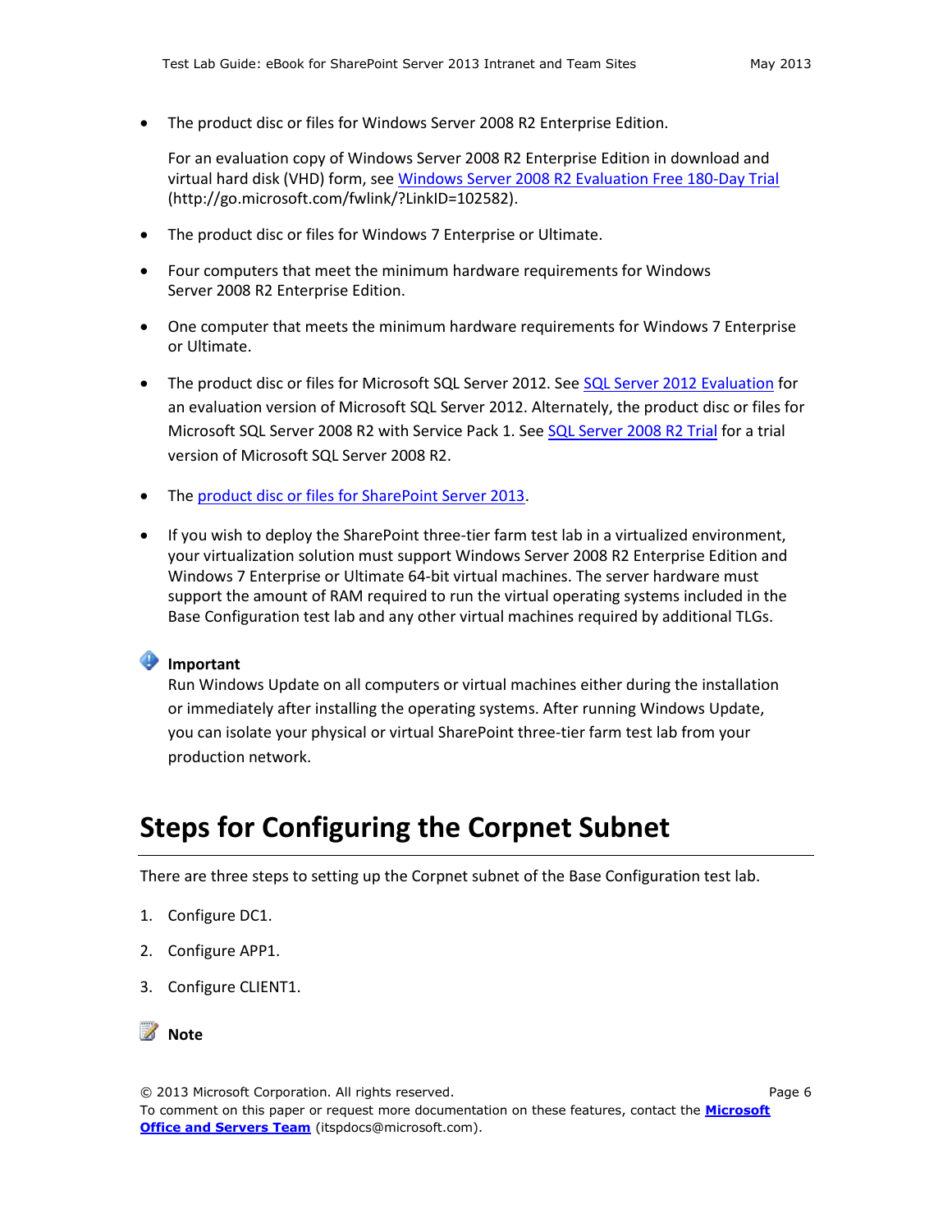- The product disc or files for Windows Server 2008 R2 Enterprise Edition.

  For an evaluation copy of Windows Server 2008 R2 Enterprise Edition in download and virtual hard disk (VHD) form, see Windows Server 2008 R2 Evaluation Free 180-Day Trial (http://go.microsoft.com/fwlink/?LinkID=102582).

- The product disc or files for Windows 7 Enterprise or Ultimate.

- Four computers that meet the minimum hardware requirements for Windows Server 2008 R2 Enterprise Edition.

- One computer that meets the minimum hardware requirements for Windows 7 Enterprise or Ultimate.

- The product disc or files for Microsoft SQL Server 2012. See SQL Server 2012 Evaluation for an evaluation version of Microsoft SQL Server 2012. Alternately, the product disc or files for Microsoft SQL Server 2008 R2 with Service Pack 1. See SQL Server 2008 R2 Trial for a trial version of Microsoft SQL Server 2008 R2.

- The product disc or files for SharePoint Server 2013.

- If you wish to deploy the SharePoint three-tier farm test lab in a virtualized environment, your virtualization solution must support Windows Server 2008 R2 Enterprise Edition and Windows 7 Enterprise or Ultimate 64-bit virtual machines. The server hardware must support the amount of RAM required to run the virtual operating systems included in the Base Configuration test lab and any other virtual machines required by additional TLGs.

**Important**

Run Windows Update on all computers or virtual machines either during the installation or immediately after installing the operating systems. After running Windows Update, you can isolate your physical or virtual SharePoint three-tier farm test lab from your production network.

# Steps for Configuring the Corpnet Subnet

There are three steps to setting up the Corpnet subnet of the Base Configuration test lab.

1. Configure DC1.
2. Configure APP1.
3. Configure CLIENT1.

**Note**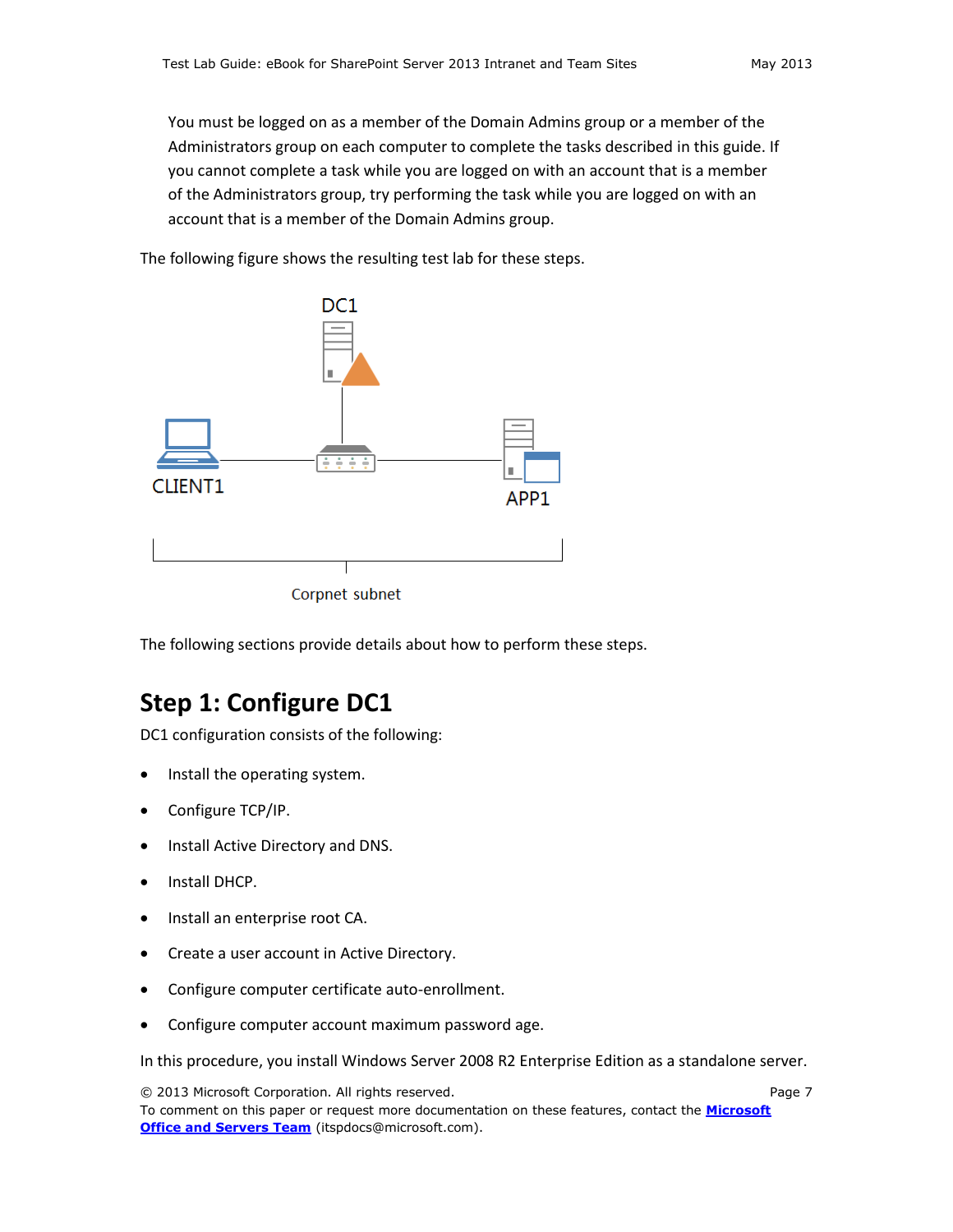You must be logged on as a member of the Domain Admins group or a member of the Administrators group on each computer to complete the tasks described in this guide. If you cannot complete a task while you are logged on with an account that is a member of the Administrators group, try performing the task while you are logged on with an account that is a member of the Domain Admins group.

The following figure shows the resulting test lab for these steps.

DC1

CLIENT1

APP1

Corpnet subnet

The following sections provide details about how to perform these steps.

## Step 1: Configure DC1

DC1 configuration consists of the following:

- Install the operating system.
- Configure TCP/IP.
- Install Active Directory and DNS.
- Install DHCP.
- Install an enterprise root CA.
- Create a user account in Active Directory.
- Configure computer certificate auto-enrollment.
- Configure computer account maximum password age.

In this procedure, you install Windows Server 2008 R2 Enterprise Edition as a standalone server.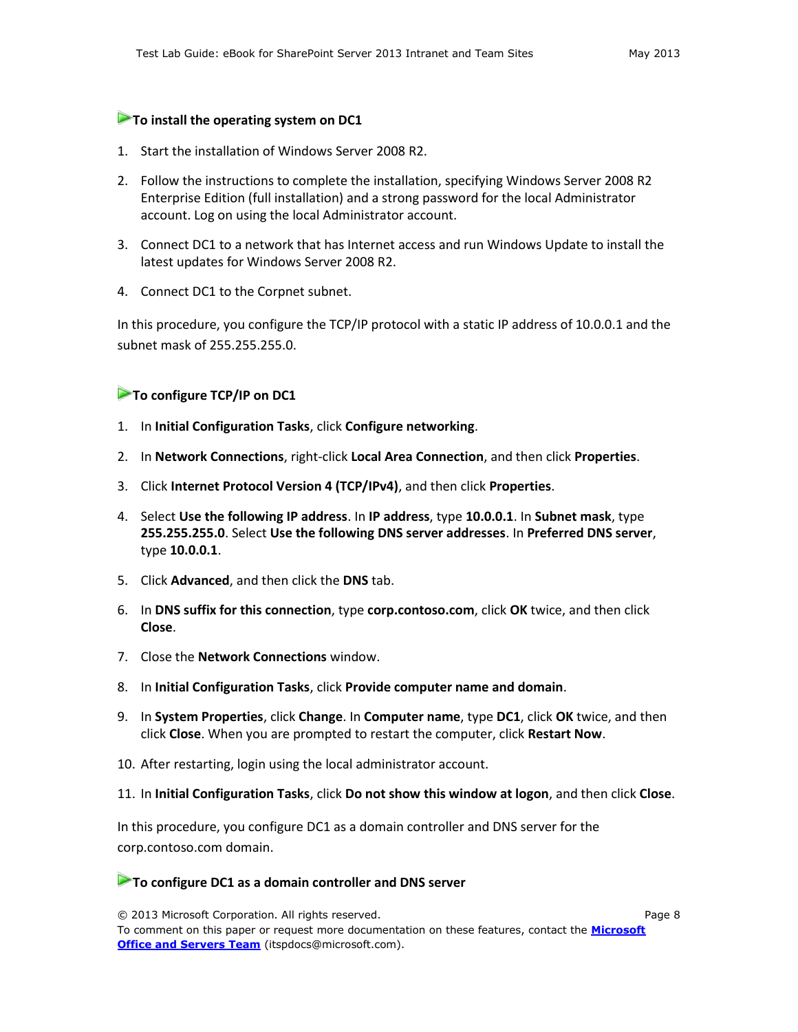**To install the operating system on DC1**

1. Start the installation of Windows Server 2008 R2.
2. Follow the instructions to complete the installation, specifying Windows Server 2008 R2 Enterprise Edition (full installation) and a strong password for the local Administrator account. Log on using the local Administrator account.
3. Connect DC1 to a network that has Internet access and run Windows Update to install the latest updates for Windows Server 2008 R2.
4. Connect DC1 to the Corpnet subnet.

In this procedure, you configure the TCP/IP protocol with a static IP address of 10.0.0.1 and the subnet mask of 255.255.255.0.

**To configure TCP/IP on DC1**

1. In **Initial Configuration Tasks**, click **Configure networking**.
2. In **Network Connections**, right-click **Local Area Connection**, and then click **Properties**.
3. Click **Internet Protocol Version 4 (TCP/IPv4)**, and then click **Properties**.
4. Select **Use the following IP address**. In **IP address**, type **10.0.0.1**. In **Subnet mask**, type **255.255.255.0**. Select **Use the following DNS server addresses**. In **Preferred DNS server**, type **10.0.0.1**.
5. Click **Advanced**, and then click the **DNS** tab.
6. In **DNS suffix for this connection**, type **corp.contoso.com**, click **OK** twice, and then click **Close**.
7. Close the **Network Connections** window.
8. In **Initial Configuration Tasks**, click **Provide computer name and domain**.
9. In **System Properties**, click **Change**. In **Computer name**, type **DC1**, click **OK** twice, and then click **Close**. When you are prompted to restart the computer, click **Restart Now**.
10. After restarting, login using the local administrator account.
11. In **Initial Configuration Tasks**, click **Do not show this window at logon**, and then click **Close**.

In this procedure, you configure DC1 as a domain controller and DNS server for the corp.contoso.com domain.

**To configure DC1 as a domain controller and DNS server**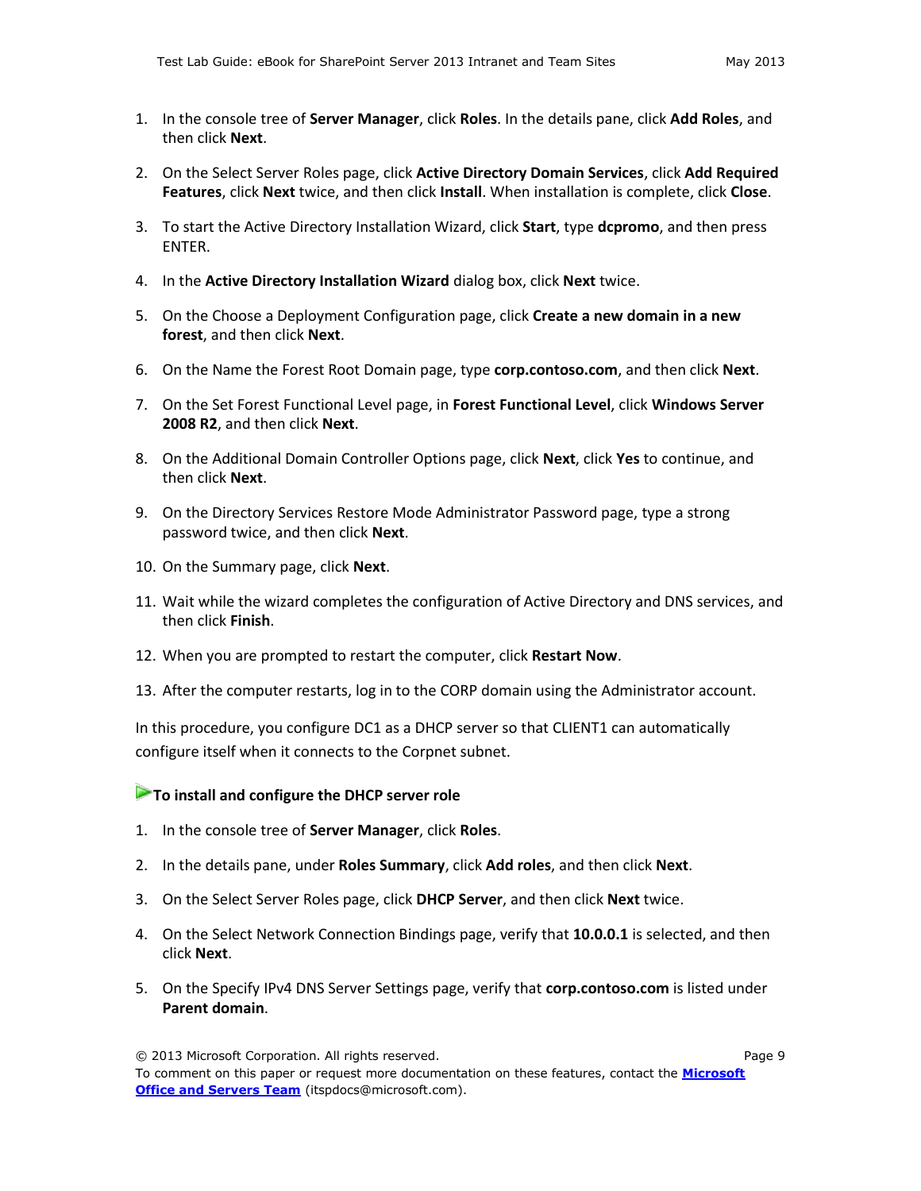1. In the console tree of **Server Manager**, click **Roles**. In the details pane, click **Add Roles**, and then click **Next**.

2. On the Select Server Roles page, click **Active Directory Domain Services**, click **Add Required Features**, click **Next** twice, and then click **Install**. When installation is complete, click **Close**.

3. To start the Active Directory Installation Wizard, click **Start**, type **dcpromo**, and then press ENTER.

4. In the **Active Directory Installation Wizard** dialog box, click **Next** twice.

5. On the Choose a Deployment Configuration page, click **Create a new domain in a new forest**, and then click **Next**.

6. On the Name the Forest Root Domain page, type **corp.contoso.com**, and then click **Next**.

7. On the Set Forest Functional Level page, in **Forest Functional Level**, click **Windows Server 2008 R2**, and then click **Next**.

8. On the Additional Domain Controller Options page, click **Next**, click **Yes** to continue, and then click **Next**.

9. On the Directory Services Restore Mode Administrator Password page, type a strong password twice, and then click **Next**.

10. On the Summary page, click **Next**.

11. Wait while the wizard completes the configuration of Active Directory and DNS services, and then click **Finish**.

12. When you are prompted to restart the computer, click **Restart Now**.

13. After the computer restarts, log in to the CORP domain using the Administrator account.

In this procedure, you configure DC1 as a DHCP server so that CLIENT1 can automatically configure itself when it connects to the Corpnet subnet.

**To install and configure the DHCP server role**

1. In the console tree of **Server Manager**, click **Roles**.

2. In the details pane, under **Roles Summary**, click **Add roles**, and then click **Next**.

3. On the Select Server Roles page, click **DHCP Server**, and then click **Next** twice.

4. On the Select Network Connection Bindings page, verify that **10.0.0.1** is selected, and then click **Next**.

5. On the Specify IPv4 DNS Server Settings page, verify that **corp.contoso.com** is listed under **Parent domain**.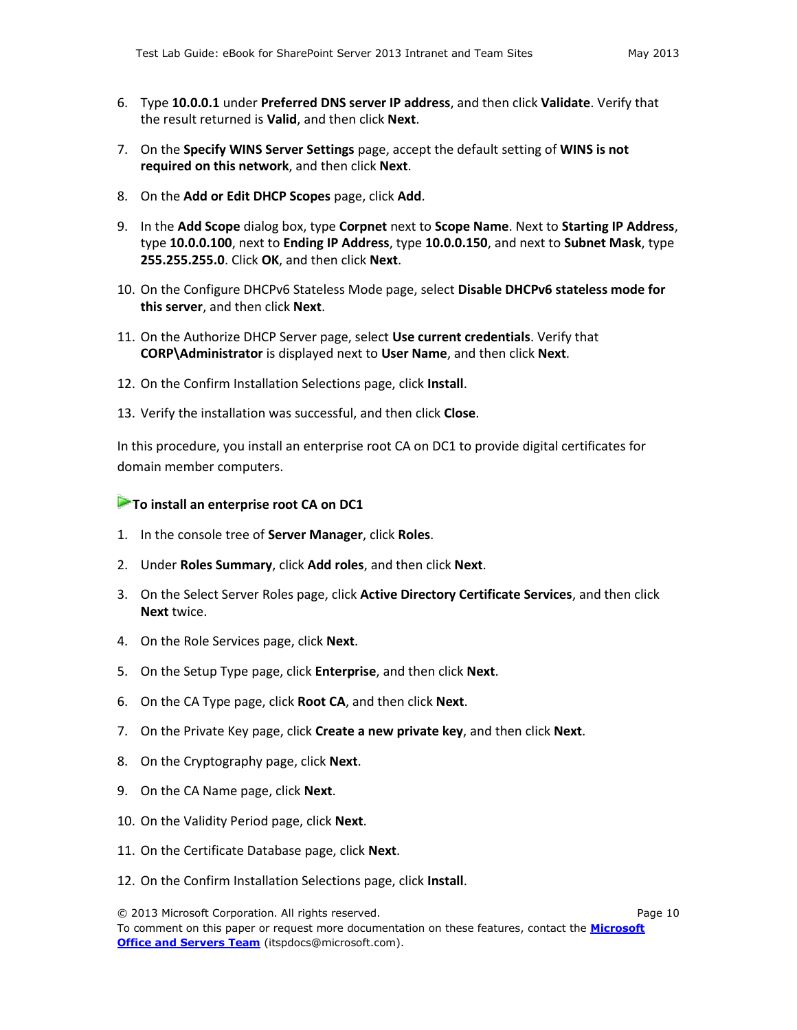6. Type **10.0.0.1** under **Preferred DNS server IP address**, and then click **Validate**. Verify that the result returned is **Valid**, and then click **Next**.

7. On the **Specify WINS Server Settings** page, accept the default setting of **WINS is not required on this network**, and then click **Next**.

8. On the **Add or Edit DHCP Scopes** page, click **Add**.

9. In the **Add Scope** dialog box, type **Corpnet** next to **Scope Name**. Next to **Starting IP Address**, type **10.0.0.100**, next to **Ending IP Address**, type **10.0.0.150**, and next to **Subnet Mask**, type **255.255.255.0**. Click **OK**, and then click **Next**.

10. On the Configure DHCPv6 Stateless Mode page, select **Disable DHCPv6 stateless mode for this server**, and then click **Next**.

11. On the Authorize DHCP Server page, select **Use current credentials**. Verify that **CORP\Administrator** is displayed next to **User Name**, and then click **Next**.

12. On the Confirm Installation Selections page, click **Install**.

13. Verify the installation was successful, and then click **Close**.

In this procedure, you install an enterprise root CA on DC1 to provide digital certificates for domain member computers.

**To install an enterprise root CA on DC1**

1. In the console tree of **Server Manager**, click **Roles**.

2. Under **Roles Summary**, click **Add roles**, and then click **Next**.

3. On the Select Server Roles page, click **Active Directory Certificate Services**, and then click **Next** twice.

4. On the Role Services page, click **Next**.

5. On the Setup Type page, click **Enterprise**, and then click **Next**.

6. On the CA Type page, click **Root CA**, and then click **Next**.

7. On the Private Key page, click **Create a new private key**, and then click **Next**.

8. On the Cryptography page, click **Next**.

9. On the CA Name page, click **Next**.

10. On the Validity Period page, click **Next**.

11. On the Certificate Database page, click **Next**.

12. On the Confirm Installation Selections page, click **Install**.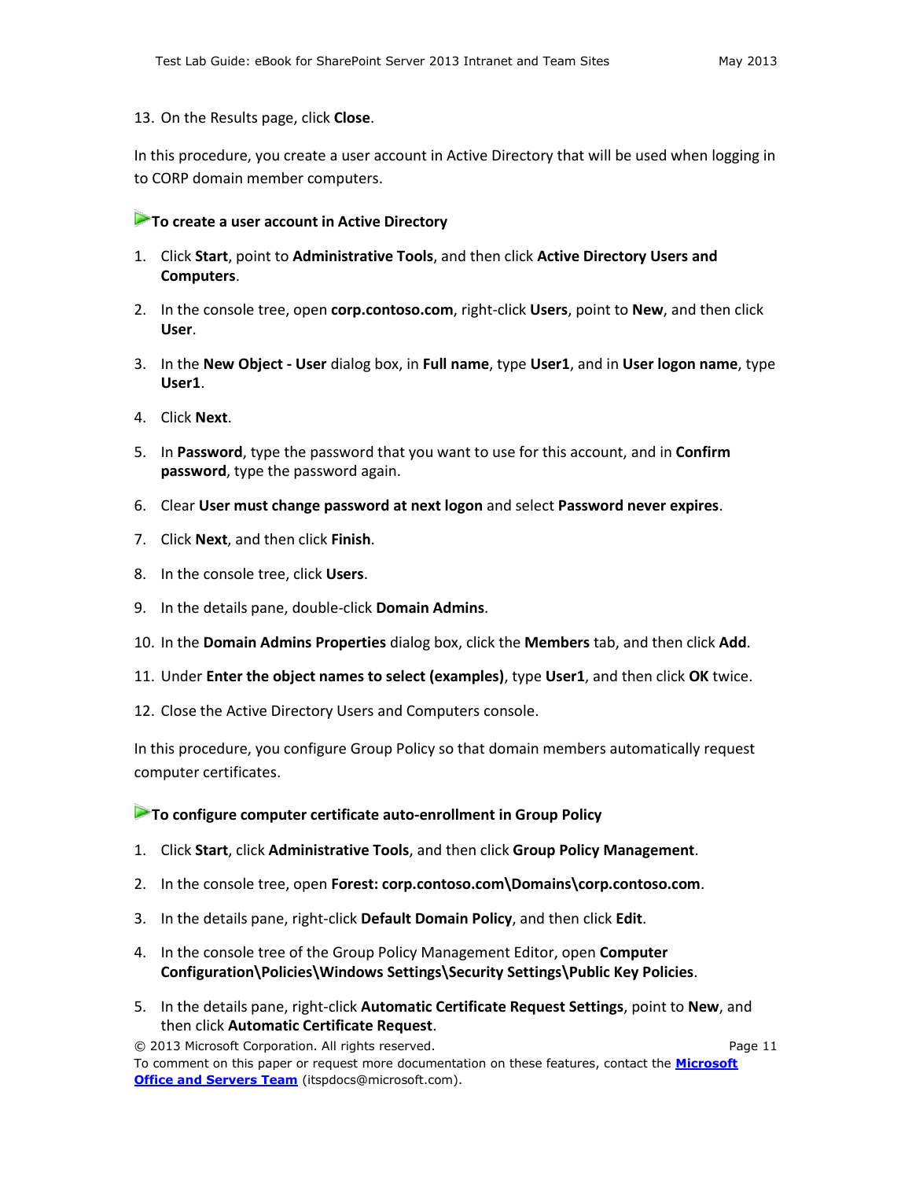13. On the Results page, click **Close**.

In this procedure, you create a user account in Active Directory that will be used when logging in to CORP domain member computers.

**To create a user account in Active Directory**

1. Click **Start**, point to **Administrative Tools**, and then click **Active Directory Users and Computers**.
2. In the console tree, open **corp.contoso.com**, right-click **Users**, point to **New**, and then click **User**.
3. In the **New Object - User** dialog box, in **Full name**, type **User1**, and in **User logon name**, type **User1**.
4. Click **Next**.
5. In **Password**, type the password that you want to use for this account, and in **Confirm password**, type the password again.
6. Clear **User must change password at next logon** and select **Password never expires**.
7. Click **Next**, and then click **Finish**.
8. In the console tree, click **Users**.
9. In the details pane, double-click **Domain Admins**.
10. In the **Domain Admins Properties** dialog box, click the **Members** tab, and then click **Add**.
11. Under **Enter the object names to select (examples)**, type **User1**, and then click **OK** twice.
12. Close the Active Directory Users and Computers console.

In this procedure, you configure Group Policy so that domain members automatically request computer certificates.

**To configure computer certificate auto-enrollment in Group Policy**

1. Click **Start**, click **Administrative Tools**, and then click **Group Policy Management**.
2. In the console tree, open **Forest: corp.contoso.com\Domains\corp.contoso.com**.
3. In the details pane, right-click **Default Domain Policy**, and then click **Edit**.
4. In the console tree of the Group Policy Management Editor, open **Computer Configuration\Policies\Windows Settings\Security Settings\Public Key Policies**.
5. In the details pane, right-click **Automatic Certificate Request Settings**, point to **New**, and then click **Automatic Certificate Request**.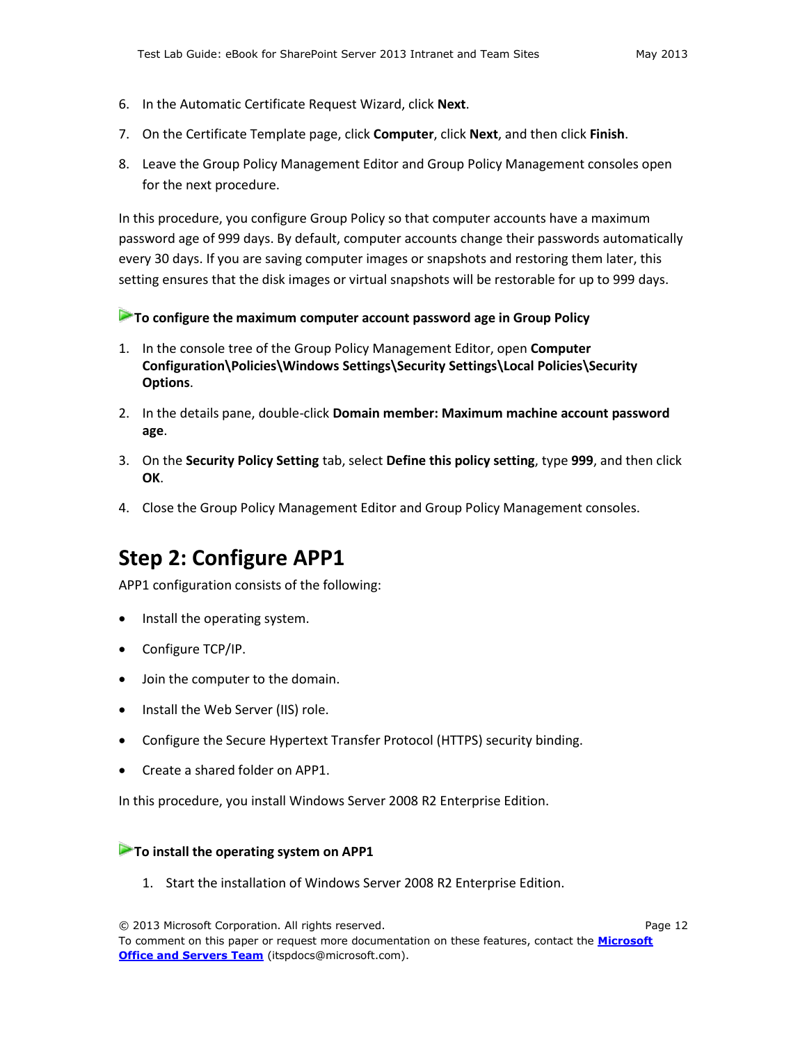6. In the Automatic Certificate Request Wizard, click **Next**.

7. On the Certificate Template page, click **Computer**, click **Next**, and then click **Finish**.

8. Leave the Group Policy Management Editor and Group Policy Management consoles open for the next procedure.

In this procedure, you configure Group Policy so that computer accounts have a maximum password age of 999 days. By default, computer accounts change their passwords automatically every 30 days. If you are saving computer images or snapshots and restoring them later, this setting ensures that the disk images or virtual snapshots will be restorable for up to 999 days.

**To configure the maximum computer account password age in Group Policy**

1. In the console tree of the Group Policy Management Editor, open **Computer Configuration\Policies\Windows Settings\Security Settings\Local Policies\Security Options**.

2. In the details pane, double-click **Domain member: Maximum machine account password age**.

3. On the **Security Policy Setting** tab, select **Define this policy setting**, type **999**, and then click **OK**.

4. Close the Group Policy Management Editor and Group Policy Management consoles.

## Step 2: Configure APP1

APP1 configuration consists of the following:

- Install the operating system.
- Configure TCP/IP.
- Join the computer to the domain.
- Install the Web Server (IIS) role.
- Configure the Secure Hypertext Transfer Protocol (HTTPS) security binding.
- Create a shared folder on APP1.

In this procedure, you install Windows Server 2008 R2 Enterprise Edition.

**To install the operating system on APP1**

1. Start the installation of Windows Server 2008 R2 Enterprise Edition.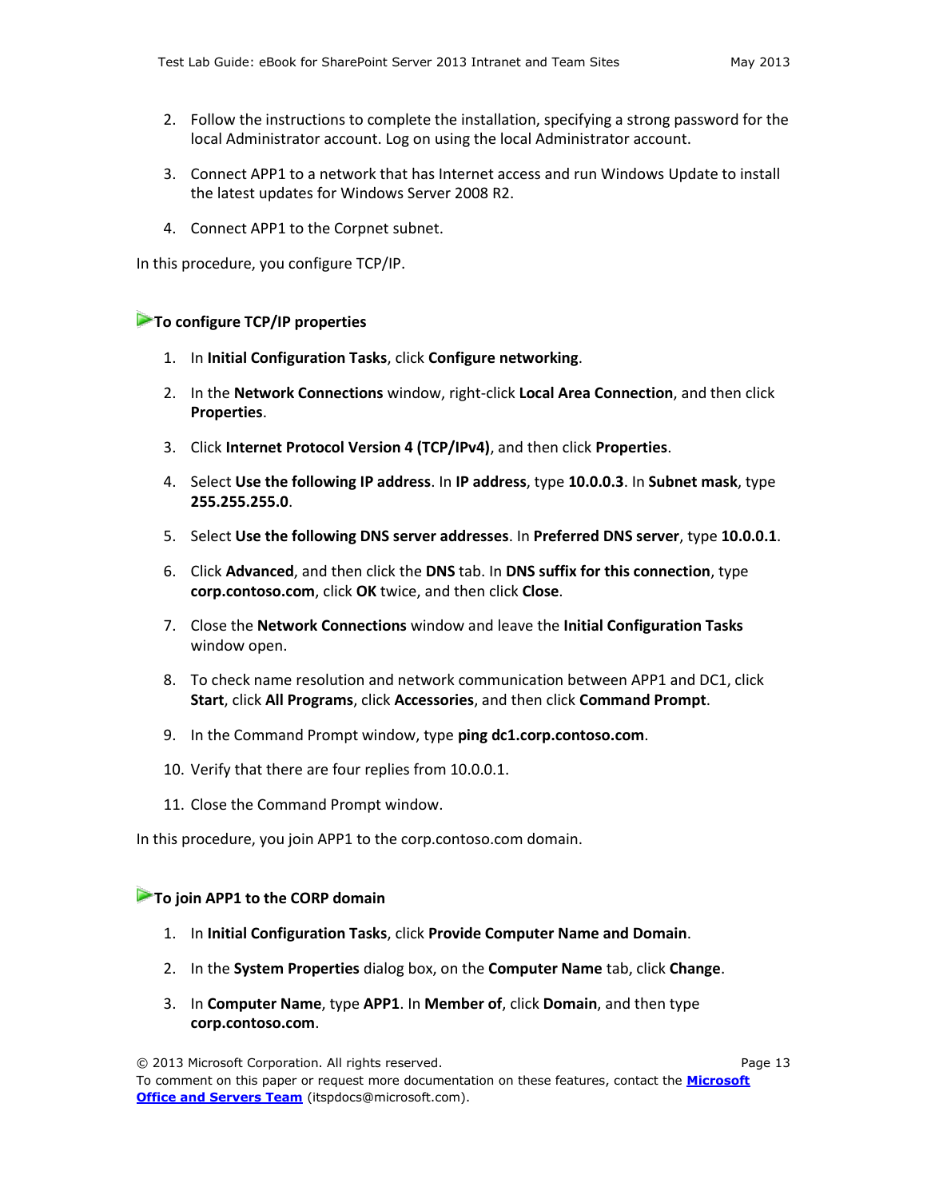2. Follow the instructions to complete the installation, specifying a strong password for the local Administrator account. Log on using the local Administrator account.

3. Connect APP1 to a network that has Internet access and run Windows Update to install the latest updates for Windows Server 2008 R2.

4. Connect APP1 to the Corpnet subnet.

In this procedure, you configure TCP/IP.

**To configure TCP/IP properties**

1. In **Initial Configuration Tasks**, click **Configure networking**.

2. In the **Network Connections** window, right-click **Local Area Connection**, and then click **Properties**.

3. Click **Internet Protocol Version 4 (TCP/IPv4)**, and then click **Properties**.

4. Select **Use the following IP address**. In **IP address**, type **10.0.0.3**. In **Subnet mask**, type **255.255.255.0**.

5. Select **Use the following DNS server addresses**. In **Preferred DNS server**, type **10.0.0.1**.

6. Click **Advanced**, and then click the **DNS** tab. In **DNS suffix for this connection**, type **corp.contoso.com**, click **OK** twice, and then click **Close**.

7. Close the **Network Connections** window and leave the **Initial Configuration Tasks** window open.

8. To check name resolution and network communication between APP1 and DC1, click **Start**, click **All Programs**, click **Accessories**, and then click **Command Prompt**.

9. In the Command Prompt window, type **ping dc1.corp.contoso.com**.

10. Verify that there are four replies from 10.0.0.1.

11. Close the Command Prompt window.

In this procedure, you join APP1 to the corp.contoso.com domain.

**To join APP1 to the CORP domain**

1. In **Initial Configuration Tasks**, click **Provide Computer Name and Domain**.

2. In the **System Properties** dialog box, on the **Computer Name** tab, click **Change**.

3. In **Computer Name**, type **APP1**. In **Member of**, click **Domain**, and then type **corp.contoso.com**.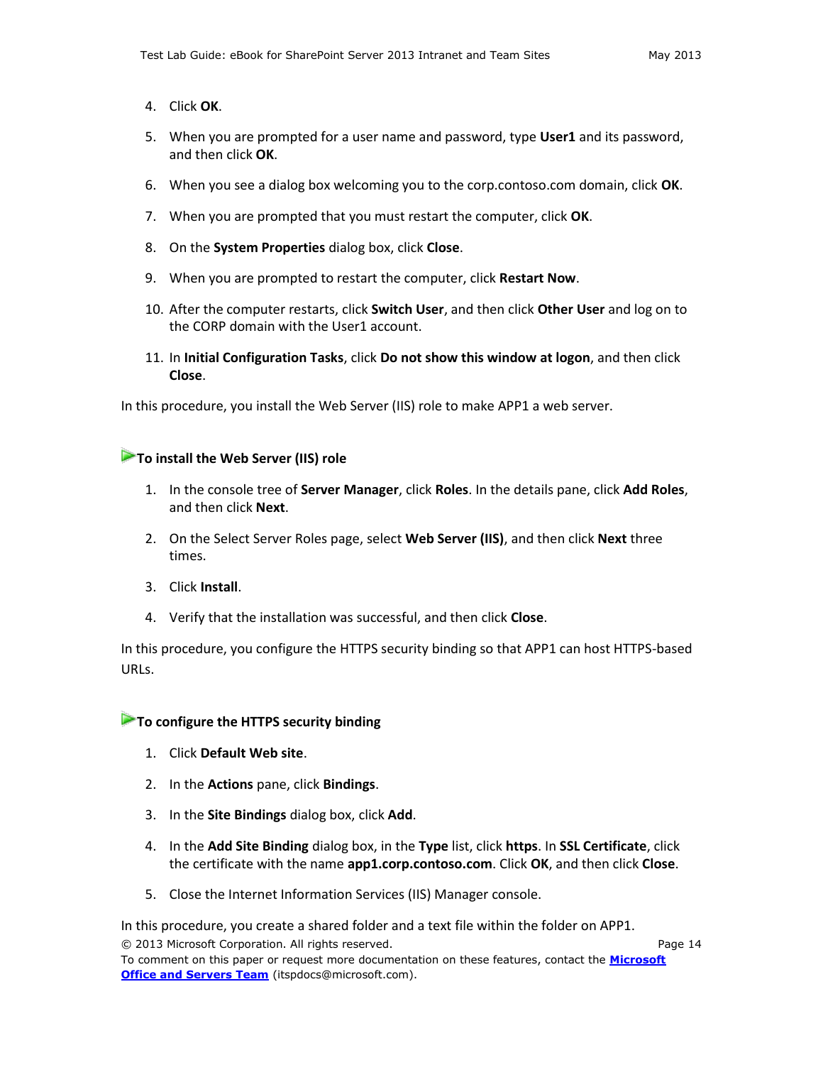4. Click **OK**.

5. When you are prompted for a user name and password, type **User1** and its password, and then click **OK**.

6. When you see a dialog box welcoming you to the corp.contoso.com domain, click **OK**.

7. When you are prompted that you must restart the computer, click **OK**.

8. On the **System Properties** dialog box, click **Close**.

9. When you are prompted to restart the computer, click **Restart Now**.

10. After the computer restarts, click **Switch User**, and then click **Other User** and log on to the CORP domain with the User1 account.

11. In **Initial Configuration Tasks**, click **Do not show this window at logon**, and then click **Close**.

In this procedure, you install the Web Server (IIS) role to make APP1 a web server.

**To install the Web Server (IIS) role**

1. In the console tree of **Server Manager**, click **Roles**. In the details pane, click **Add Roles**, and then click **Next**.

2. On the Select Server Roles page, select **Web Server (IIS)**, and then click **Next** three times.

3. Click **Install**.

4. Verify that the installation was successful, and then click **Close**.

In this procedure, you configure the HTTPS security binding so that APP1 can host HTTPS-based URLs.

**To configure the HTTPS security binding**

1. Click **Default Web site**.

2. In the **Actions** pane, click **Bindings**.

3. In the **Site Bindings** dialog box, click **Add**.

4. In the **Add Site Binding** dialog box, in the **Type** list, click **https**. In **SSL Certificate**, click the certificate with the name **app1.corp.contoso.com**. Click **OK**, and then click **Close**.

5. Close the Internet Information Services (IIS) Manager console.

In this procedure, you create a shared folder and a text file within the folder on APP1.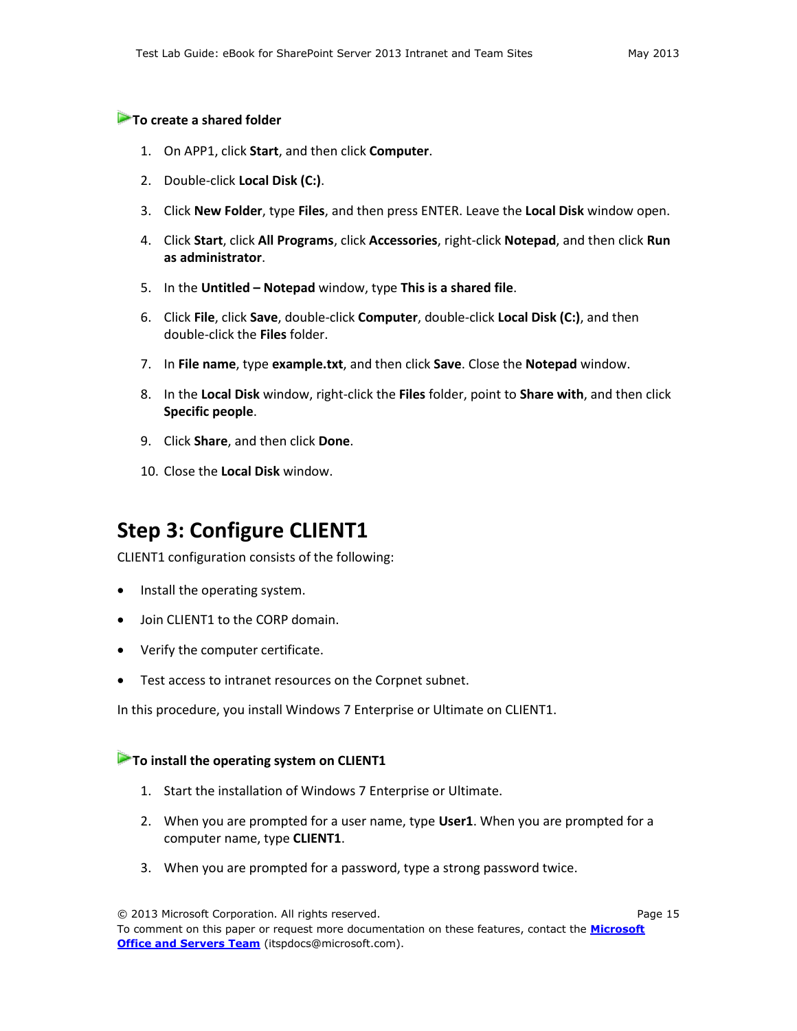**To create a shared folder**

1. On APP1, click **Start**, and then click **Computer**.
2. Double-click **Local Disk (C:)**.
3. Click **New Folder**, type **Files**, and then press ENTER. Leave the **Local Disk** window open.
4. Click **Start**, click **All Programs**, click **Accessories**, right-click **Notepad**, and then click **Run as administrator**.
5. In the **Untitled – Notepad** window, type **This is a shared file**.
6. Click **File**, click **Save**, double-click **Computer**, double-click **Local Disk (C:)**, and then double-click the **Files** folder.
7. In **File name**, type **example.txt**, and then click **Save**. Close the **Notepad** window.
8. In the **Local Disk** window, right-click the **Files** folder, point to **Share with**, and then click **Specific people**.
9. Click **Share**, and then click **Done**.
10. Close the **Local Disk** window.

# Step 3: Configure CLIENT1

CLIENT1 configuration consists of the following:

- Install the operating system.
- Join CLIENT1 to the CORP domain.
- Verify the computer certificate.
- Test access to intranet resources on the Corpnet subnet.

In this procedure, you install Windows 7 Enterprise or Ultimate on CLIENT1.

**To install the operating system on CLIENT1**

1. Start the installation of Windows 7 Enterprise or Ultimate.
2. When you are prompted for a user name, type **User1**. When you are prompted for a computer name, type **CLIENT1**.
3. When you are prompted for a password, type a strong password twice.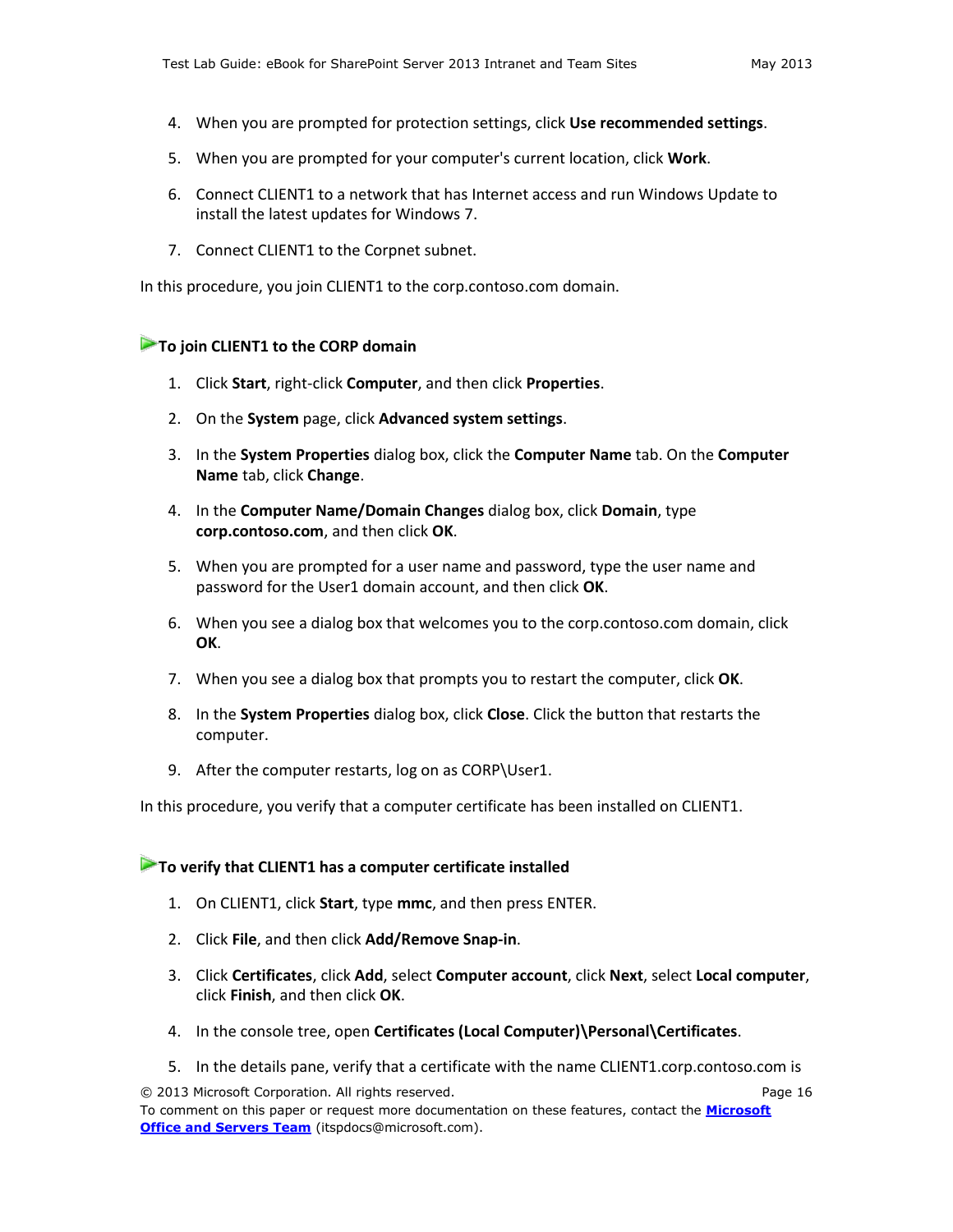4. When you are prompted for protection settings, click **Use recommended settings**.

5. When you are prompted for your computer's current location, click **Work**.

6. Connect CLIENT1 to a network that has Internet access and run Windows Update to install the latest updates for Windows 7.

7. Connect CLIENT1 to the Corpnet subnet.

In this procedure, you join CLIENT1 to the corp.contoso.com domain.

**To join CLIENT1 to the CORP domain**

1. Click **Start**, right-click **Computer**, and then click **Properties**.

2. On the **System** page, click **Advanced system settings**.

3. In the **System Properties** dialog box, click the **Computer Name** tab. On the **Computer Name** tab, click **Change**.

4. In the **Computer Name/Domain Changes** dialog box, click **Domain**, type **corp.contoso.com**, and then click **OK**.

5. When you are prompted for a user name and password, type the user name and password for the User1 domain account, and then click **OK**.

6. When you see a dialog box that welcomes you to the corp.contoso.com domain, click **OK**.

7. When you see a dialog box that prompts you to restart the computer, click **OK**.

8. In the **System Properties** dialog box, click **Close**. Click the button that restarts the computer.

9. After the computer restarts, log on as CORP\User1.

In this procedure, you verify that a computer certificate has been installed on CLIENT1.

**To verify that CLIENT1 has a computer certificate installed**

1. On CLIENT1, click **Start**, type **mmc**, and then press ENTER.

2. Click **File**, and then click **Add/Remove Snap-in**.

3. Click **Certificates**, click **Add**, select **Computer account**, click **Next**, select **Local computer**, click **Finish**, and then click **OK**.

4. In the console tree, open **Certificates (Local Computer)\Personal\Certificates**.

5. In the details pane, verify that a certificate with the name CLIENT1.corp.contoso.com is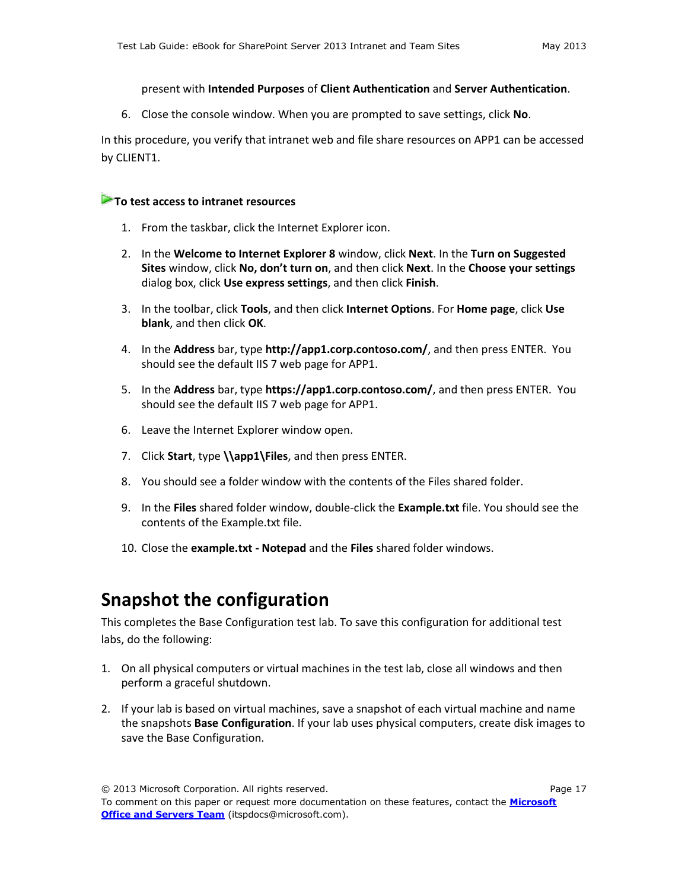present with **Intended Purposes** of **Client Authentication** and **Server Authentication**.

6. Close the console window. When you are prompted to save settings, click **No**.

In this procedure, you verify that intranet web and file share resources on APP1 can be accessed by CLIENT1.

**To test access to intranet resources**

1. From the taskbar, click the Internet Explorer icon.
2. In the **Welcome to Internet Explorer 8** window, click **Next**. In the **Turn on Suggested Sites** window, click **No, don't turn on**, and then click **Next**. In the **Choose your settings** dialog box, click **Use express settings**, and then click **Finish**.
3. In the toolbar, click **Tools**, and then click **Internet Options**. For **Home page**, click **Use blank**, and then click **OK**.
4. In the **Address** bar, type **http://app1.corp.contoso.com/**, and then press ENTER. You should see the default IIS 7 web page for APP1.
5. In the **Address** bar, type **https://app1.corp.contoso.com/**, and then press ENTER. You should see the default IIS 7 web page for APP1.
6. Leave the Internet Explorer window open.
7. Click **Start**, type **\\app1\Files**, and then press ENTER.
8. You should see a folder window with the contents of the Files shared folder.
9. In the **Files** shared folder window, double-click the **Example.txt** file. You should see the contents of the Example.txt file.
10. Close the **example.txt - Notepad** and the **Files** shared folder windows.

## Snapshot the configuration

This completes the Base Configuration test lab. To save this configuration for additional test labs, do the following:

1. On all physical computers or virtual machines in the test lab, close all windows and then perform a graceful shutdown.
2. If your lab is based on virtual machines, save a snapshot of each virtual machine and name the snapshots **Base Configuration**. If your lab uses physical computers, create disk images to save the Base Configuration.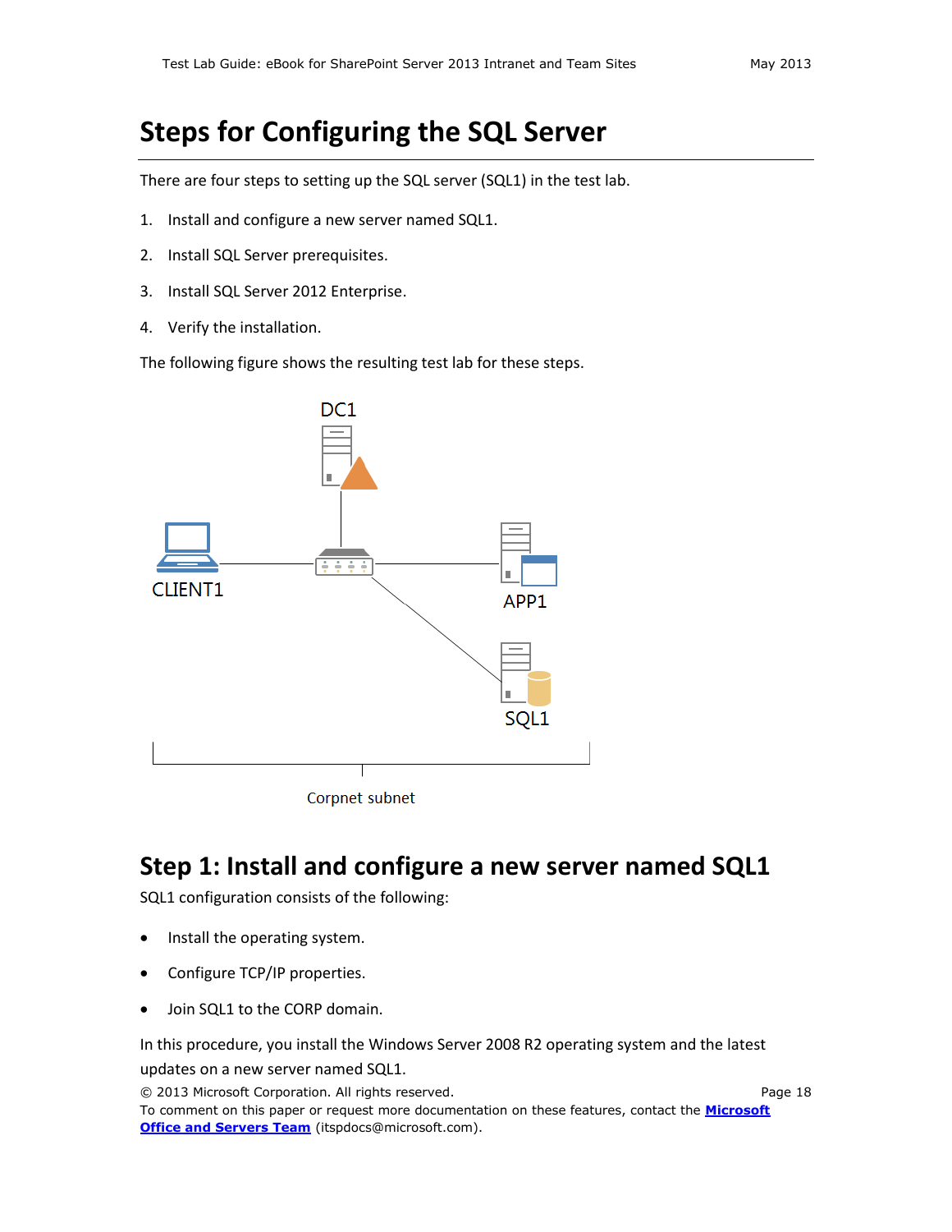# Steps for Configuring the SQL Server

There are four steps to setting up the SQL server (SQL1) in the test lab.

1. Install and configure a new server named SQL1.
2. Install SQL Server prerequisites.
3. Install SQL Server 2012 Enterprise.
4. Verify the installation.

The following figure shows the resulting test lab for these steps.

DC1

CLIENT1

APP1

SQL1

Corpnet subnet

## Step 1: Install and configure a new server named SQL1

SQL1 configuration consists of the following:

- Install the operating system.
- Configure TCP/IP properties.
- Join SQL1 to the CORP domain.

In this procedure, you install the Windows Server 2008 R2 operating system and the latest updates on a new server named SQL1.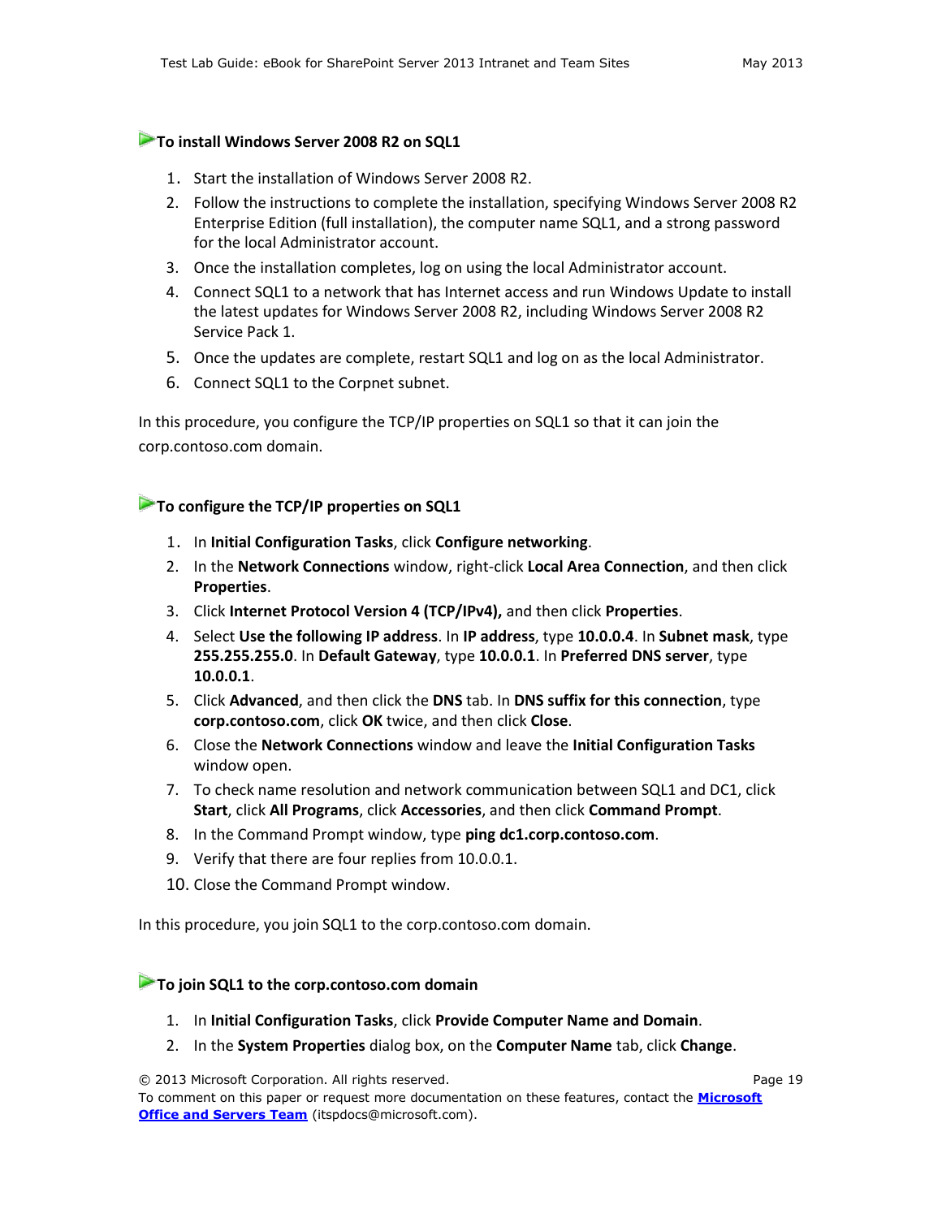**To install Windows Server 2008 R2 on SQL1**

1. Start the installation of Windows Server 2008 R2.
2. Follow the instructions to complete the installation, specifying Windows Server 2008 R2 Enterprise Edition (full installation), the computer name SQL1, and a strong password for the local Administrator account.
3. Once the installation completes, log on using the local Administrator account.
4. Connect SQL1 to a network that has Internet access and run Windows Update to install the latest updates for Windows Server 2008 R2, including Windows Server 2008 R2 Service Pack 1.
5. Once the updates are complete, restart SQL1 and log on as the local Administrator.
6. Connect SQL1 to the Corpnet subnet.

In this procedure, you configure the TCP/IP properties on SQL1 so that it can join the corp.contoso.com domain.

**To configure the TCP/IP properties on SQL1**

1. In **Initial Configuration Tasks**, click **Configure networking**.
2. In the **Network Connections** window, right-click **Local Area Connection**, and then click **Properties**.
3. Click **Internet Protocol Version 4 (TCP/IPv4),** and then click **Properties**.
4. Select **Use the following IP address**. In **IP address**, type **10.0.0.4**. In **Subnet mask**, type **255.255.255.0**. In **Default Gateway**, type **10.0.0.1**. In **Preferred DNS server**, type **10.0.0.1**.
5. Click **Advanced**, and then click the **DNS** tab. In **DNS suffix for this connection**, type **corp.contoso.com**, click **OK** twice, and then click **Close**.
6. Close the **Network Connections** window and leave the **Initial Configuration Tasks** window open.
7. To check name resolution and network communication between SQL1 and DC1, click **Start**, click **All Programs**, click **Accessories**, and then click **Command Prompt**.
8. In the Command Prompt window, type **ping dc1.corp.contoso.com**.
9. Verify that there are four replies from 10.0.0.1.
10. Close the Command Prompt window.

In this procedure, you join SQL1 to the corp.contoso.com domain.

**To join SQL1 to the corp.contoso.com domain**

1. In **Initial Configuration Tasks**, click **Provide Computer Name and Domain**.
2. In the **System Properties** dialog box, on the **Computer Name** tab, click **Change**.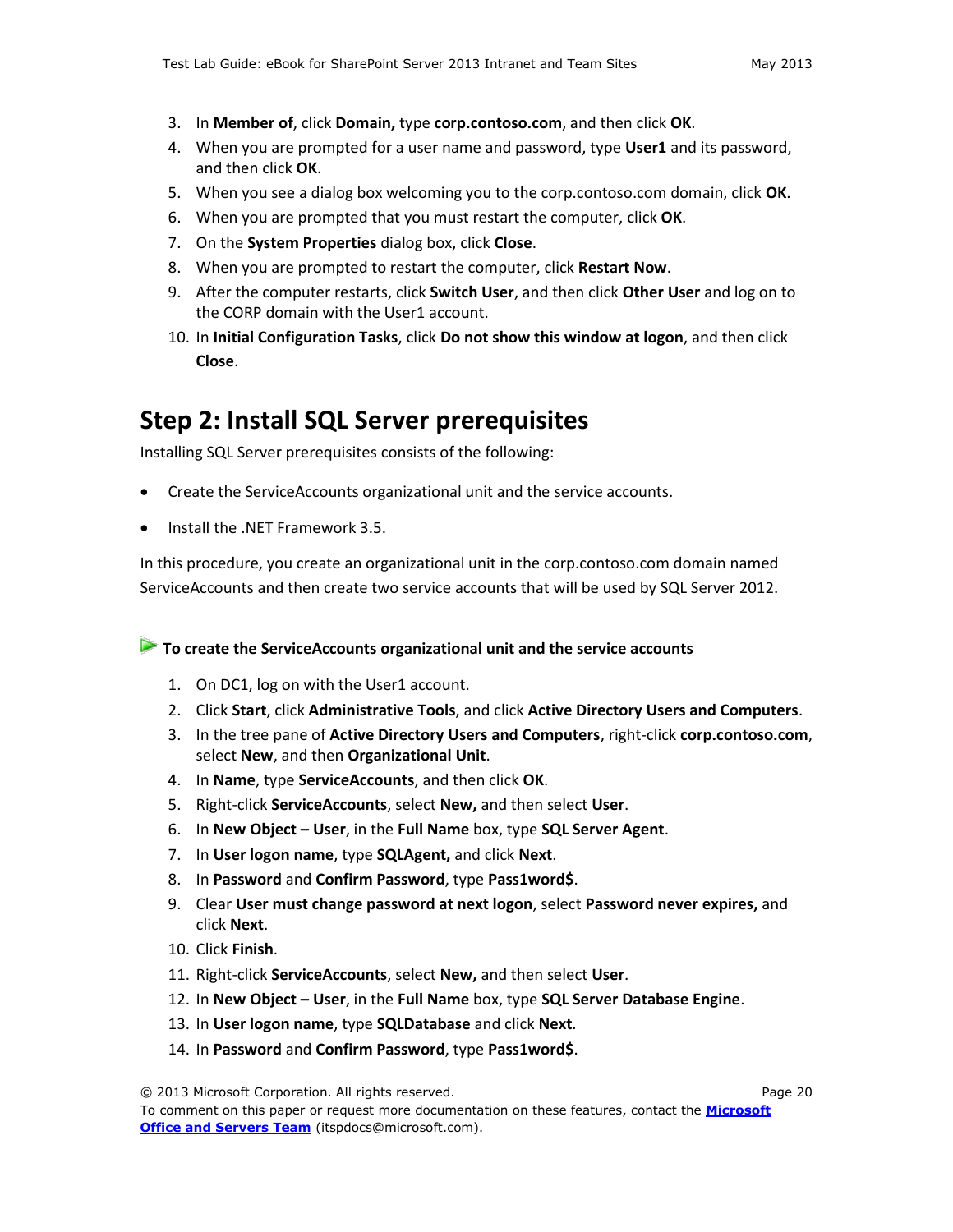3. In **Member of**, click **Domain,** type **corp.contoso.com**, and then click **OK**.
4. When you are prompted for a user name and password, type **User1** and its password, and then click **OK**.
5. When you see a dialog box welcoming you to the corp.contoso.com domain, click **OK**.
6. When you are prompted that you must restart the computer, click **OK**.
7. On the **System Properties** dialog box, click **Close**.
8. When you are prompted to restart the computer, click **Restart Now**.
9. After the computer restarts, click **Switch User**, and then click **Other User** and log on to the CORP domain with the User1 account.
10. In **Initial Configuration Tasks**, click **Do not show this window at logon**, and then click **Close**.

## Step 2: Install SQL Server prerequisites

Installing SQL Server prerequisites consists of the following:

- Create the ServiceAccounts organizational unit and the service accounts.
- Install the .NET Framework 3.5.

In this procedure, you create an organizational unit in the corp.contoso.com domain named ServiceAccounts and then create two service accounts that will be used by SQL Server 2012.

**To create the ServiceAccounts organizational unit and the service accounts**

1. On DC1, log on with the User1 account.
2. Click **Start**, click **Administrative Tools**, and click **Active Directory Users and Computers**.
3. In the tree pane of **Active Directory Users and Computers**, right-click **corp.contoso.com**, select **New**, and then **Organizational Unit**.
4. In **Name**, type **ServiceAccounts**, and then click **OK**.
5. Right-click **ServiceAccounts**, select **New,** and then select **User**.
6. In **New Object – User**, in the **Full Name** box, type **SQL Server Agent**.
7. In **User logon name**, type **SQLAgent,** and click **Next**.
8. In **Password** and **Confirm Password**, type **Pass1word$**.
9. Clear **User must change password at next logon**, select **Password never expires,** and click **Next**.
10. Click **Finish**.
11. Right-click **ServiceAccounts**, select **New,** and then select **User**.
12. In **New Object – User**, in the **Full Name** box, type **SQL Server Database Engine**.
13. In **User logon name**, type **SQLDatabase** and click **Next**.
14. In **Password** and **Confirm Password**, type **Pass1word$**.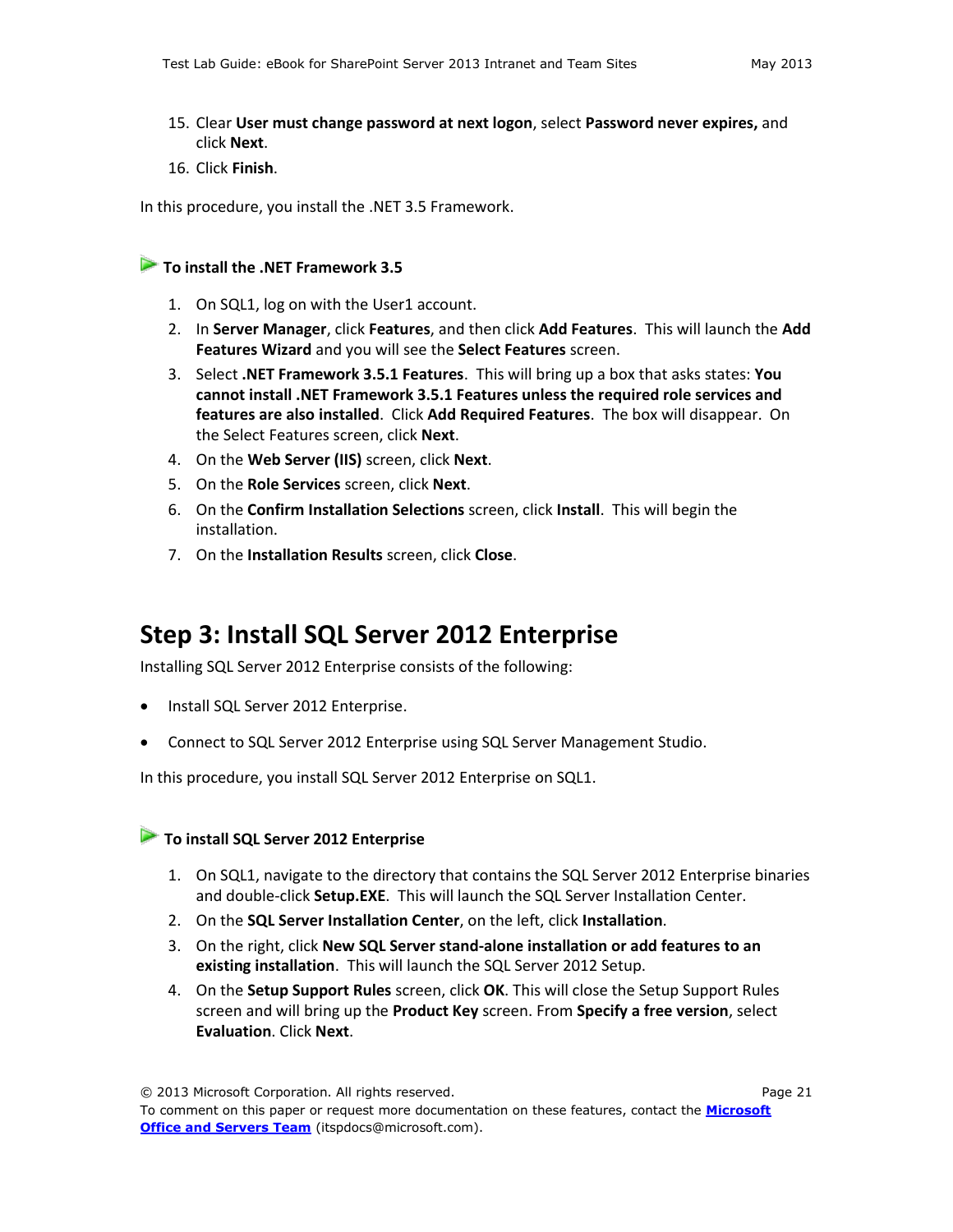15. Clear **User must change password at next logon**, select **Password never expires,** and click **Next**.
16. Click **Finish**.

In this procedure, you install the .NET 3.5 Framework.

**To install the .NET Framework 3.5**

1. On SQL1, log on with the User1 account.
2. In **Server Manager**, click **Features**, and then click **Add Features**. This will launch the **Add Features Wizard** and you will see the **Select Features** screen.
3. Select **.NET Framework 3.5.1 Features**. This will bring up a box that asks states: **You cannot install .NET Framework 3.5.1 Features unless the required role services and features are also installed**. Click **Add Required Features**. The box will disappear. On the Select Features screen, click **Next**.
4. On the **Web Server (IIS)** screen, click **Next**.
5. On the **Role Services** screen, click **Next**.
6. On the **Confirm Installation Selections** screen, click **Install**. This will begin the installation.
7. On the **Installation Results** screen, click **Close**.

# Step 3: Install SQL Server 2012 Enterprise

Installing SQL Server 2012 Enterprise consists of the following:

- Install SQL Server 2012 Enterprise.
- Connect to SQL Server 2012 Enterprise using SQL Server Management Studio.

In this procedure, you install SQL Server 2012 Enterprise on SQL1.

**To install SQL Server 2012 Enterprise**

1. On SQL1, navigate to the directory that contains the SQL Server 2012 Enterprise binaries and double-click **Setup.EXE**. This will launch the SQL Server Installation Center.
2. On the **SQL Server Installation Center**, on the left, click **Installation**.
3. On the right, click **New SQL Server stand-alone installation or add features to an existing installation**. This will launch the SQL Server 2012 Setup.
4. On the **Setup Support Rules** screen, click **OK**. This will close the Setup Support Rules screen and will bring up the **Product Key** screen. From **Specify a free version**, select **Evaluation**. Click **Next**.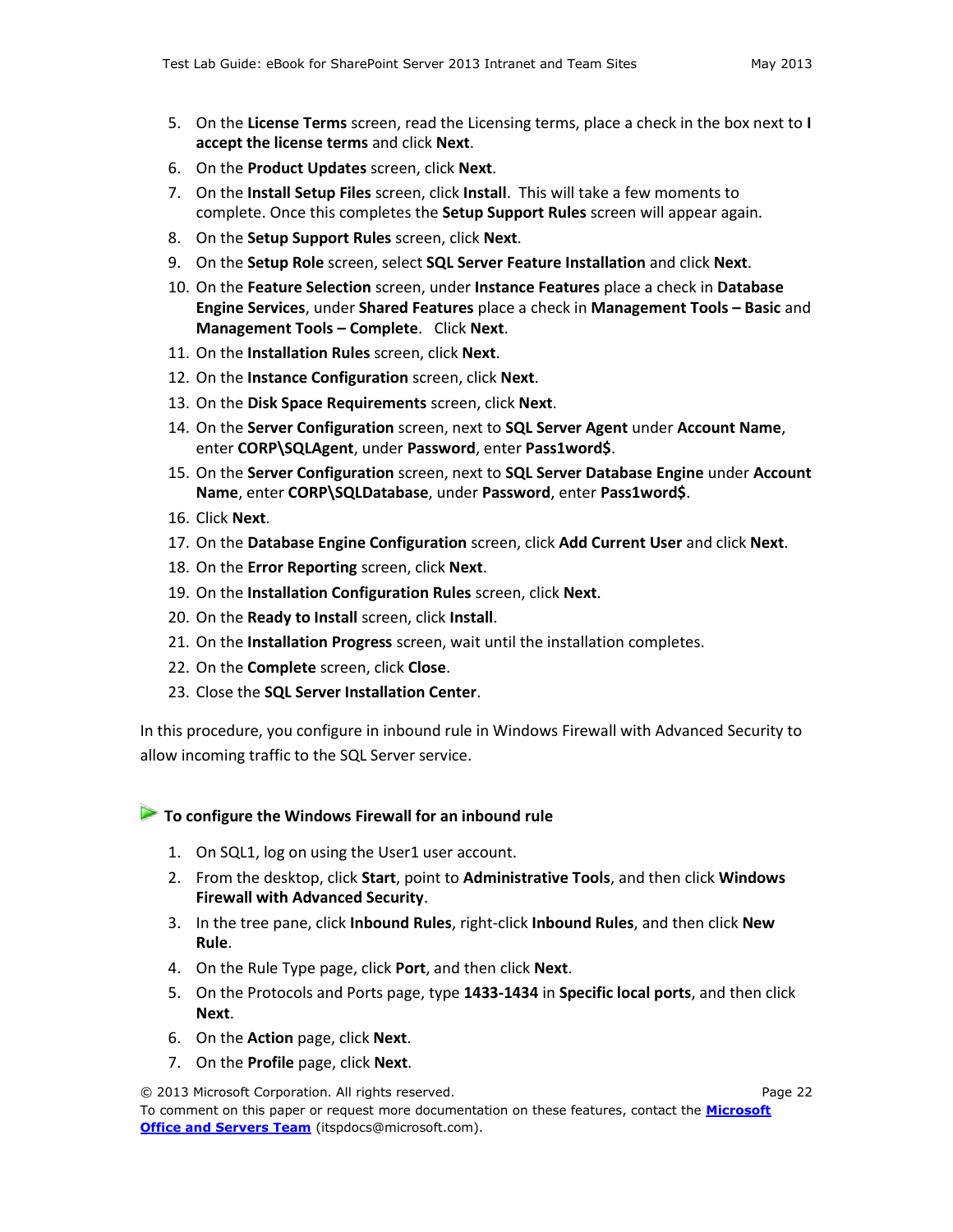5. On the **License Terms** screen, read the Licensing terms, place a check in the box next to **I accept the license terms** and click **Next**.
6. On the **Product Updates** screen, click **Next**.
7. On the **Install Setup Files** screen, click **Install**. This will take a few moments to complete. Once this completes the **Setup Support Rules** screen will appear again.
8. On the **Setup Support Rules** screen, click **Next**.
9. On the **Setup Role** screen, select **SQL Server Feature Installation** and click **Next**.
10. On the **Feature Selection** screen, under **Instance Features** place a check in **Database Engine Services**, under **Shared Features** place a check in **Management Tools – Basic** and **Management Tools – Complete**. Click **Next**.
11. On the **Installation Rules** screen, click **Next**.
12. On the **Instance Configuration** screen, click **Next**.
13. On the **Disk Space Requirements** screen, click **Next**.
14. On the **Server Configuration** screen, next to **SQL Server Agent** under **Account Name**, enter **CORP\SQLAgent**, under **Password**, enter **Pass1word$**.
15. On the **Server Configuration** screen, next to **SQL Server Database Engine** under **Account Name**, enter **CORP\SQLDatabase**, under **Password**, enter **Pass1word$**.
16. Click **Next**.
17. On the **Database Engine Configuration** screen, click **Add Current User** and click **Next**.
18. On the **Error Reporting** screen, click **Next**.
19. On the **Installation Configuration Rules** screen, click **Next**.
20. On the **Ready to Install** screen, click **Install**.
21. On the **Installation Progress** screen, wait until the installation completes.
22. On the **Complete** screen, click **Close**.
23. Close the **SQL Server Installation Center**.

In this procedure, you configure in inbound rule in Windows Firewall with Advanced Security to allow incoming traffic to the SQL Server service.

**To configure the Windows Firewall for an inbound rule**

1. On SQL1, log on using the User1 user account.
2. From the desktop, click **Start**, point to **Administrative Tools**, and then click **Windows Firewall with Advanced Security**.
3. In the tree pane, click **Inbound Rules**, right-click **Inbound Rules**, and then click **New Rule**.
4. On the Rule Type page, click **Port**, and then click **Next**.
5. On the Protocols and Ports page, type **1433-1434** in **Specific local ports**, and then click **Next**.
6. On the **Action** page, click **Next**.
7. On the **Profile** page, click **Next**.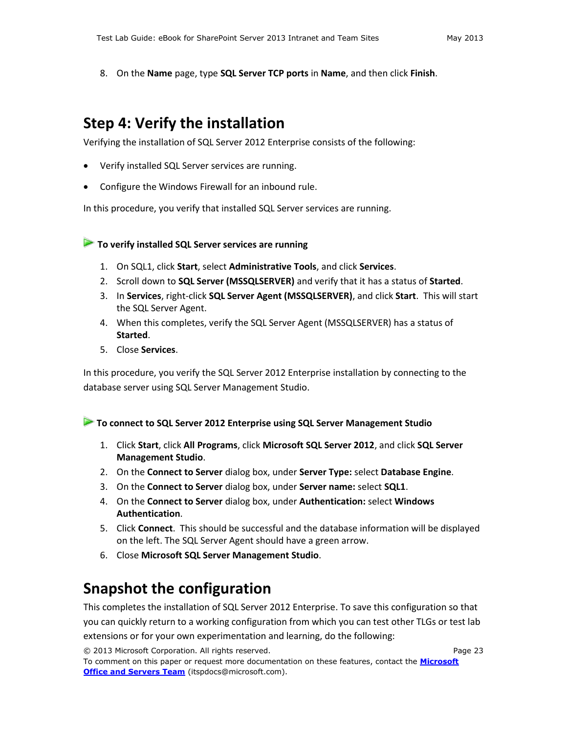8. On the **Name** page, type **SQL Server TCP ports** in **Name**, and then click **Finish**.

## Step 4: Verify the installation

Verifying the installation of SQL Server 2012 Enterprise consists of the following:

- Verify installed SQL Server services are running.
- Configure the Windows Firewall for an inbound rule.

In this procedure, you verify that installed SQL Server services are running.

**To verify installed SQL Server services are running**

1. On SQL1, click **Start**, select **Administrative Tools**, and click **Services**.
2. Scroll down to **SQL Server (MSSQLSERVER)** and verify that it has a status of **Started**.
3. In **Services**, right-click **SQL Server Agent (MSSQLSERVER)**, and click **Start**. This will start the SQL Server Agent.
4. When this completes, verify the SQL Server Agent (MSSQLSERVER) has a status of **Started**.
5. Close **Services**.

In this procedure, you verify the SQL Server 2012 Enterprise installation by connecting to the database server using SQL Server Management Studio.

**To connect to SQL Server 2012 Enterprise using SQL Server Management Studio**

1. Click **Start**, click **All Programs**, click **Microsoft SQL Server 2012**, and click **SQL Server Management Studio**.
2. On the **Connect to Server** dialog box, under **Server Type:** select **Database Engine**.
3. On the **Connect to Server** dialog box, under **Server name:** select **SQL1**.
4. On the **Connect to Server** dialog box, under **Authentication:** select **Windows Authentication**.
5. Click **Connect**. This should be successful and the database information will be displayed on the left. The SQL Server Agent should have a green arrow.
6. Close **Microsoft SQL Server Management Studio**.

## Snapshot the configuration

This completes the installation of SQL Server 2012 Enterprise. To save this configuration so that you can quickly return to a working configuration from which you can test other TLGs or test lab extensions or for your own experimentation and learning, do the following: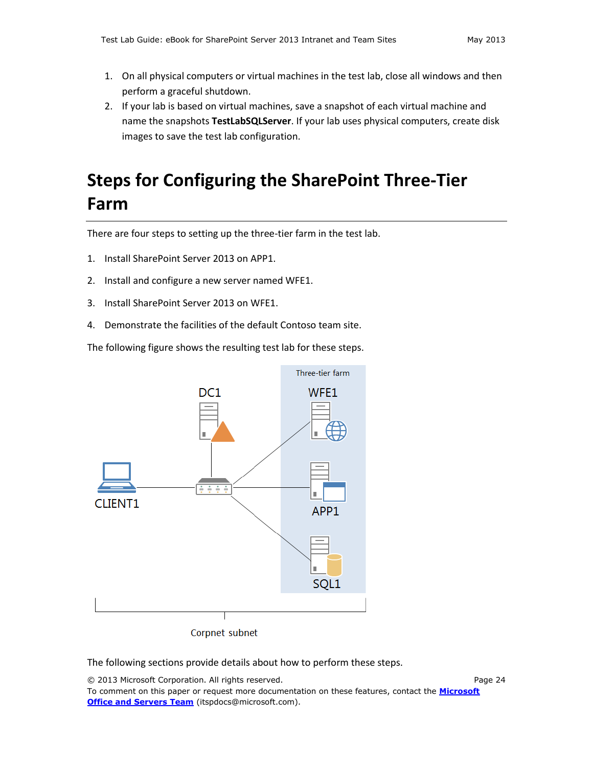1. On all physical computers or virtual machines in the test lab, close all windows and then perform a graceful shutdown.
2. If your lab is based on virtual machines, save a snapshot of each virtual machine and name the snapshots **TestLabSQLServer**. If your lab uses physical computers, create disk images to save the test lab configuration.

# Steps for Configuring the SharePoint Three-Tier Farm

There are four steps to setting up the three-tier farm in the test lab.

1. Install SharePoint Server 2013 on APP1.
2. Install and configure a new server named WFE1.
3. Install SharePoint Server 2013 on WFE1.
4. Demonstrate the facilities of the default Contoso team site.

The following figure shows the resulting test lab for these steps.

Three-tier farm
DC1
WFE1
CLIENT1
APP1
SQL1
Corpnet subnet

The following sections provide details about how to perform these steps.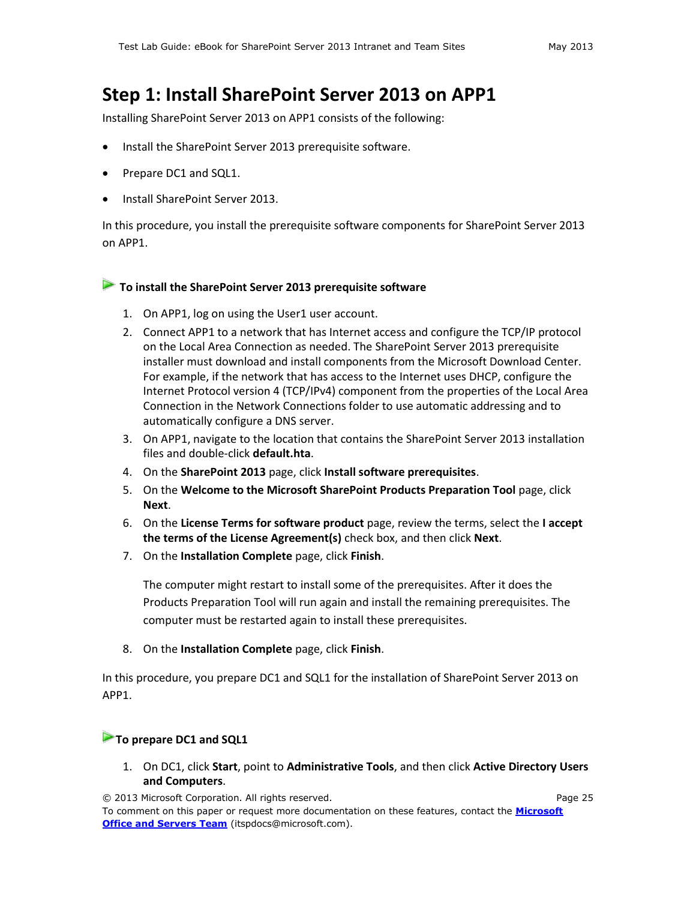# Step 1: Install SharePoint Server 2013 on APP1

Installing SharePoint Server 2013 on APP1 consists of the following:

- Install the SharePoint Server 2013 prerequisite software.
- Prepare DC1 and SQL1.
- Install SharePoint Server 2013.

In this procedure, you install the prerequisite software components for SharePoint Server 2013 on APP1.

**To install the SharePoint Server 2013 prerequisite software**

1. On APP1, log on using the User1 user account.
2. Connect APP1 to a network that has Internet access and configure the TCP/IP protocol on the Local Area Connection as needed. The SharePoint Server 2013 prerequisite installer must download and install components from the Microsoft Download Center. For example, if the network that has access to the Internet uses DHCP, configure the Internet Protocol version 4 (TCP/IPv4) component from the properties of the Local Area Connection in the Network Connections folder to use automatic addressing and to automatically configure a DNS server.
3. On APP1, navigate to the location that contains the SharePoint Server 2013 installation files and double-click **default.hta**.
4. On the **SharePoint 2013** page, click **Install software prerequisites**.
5. On the **Welcome to the Microsoft SharePoint Products Preparation Tool** page, click **Next**.
6. On the **License Terms for software product** page, review the terms, select the **I accept the terms of the License Agreement(s)** check box, and then click **Next**.
7. On the **Installation Complete** page, click **Finish**.

   The computer might restart to install some of the prerequisites. After it does the Products Preparation Tool will run again and install the remaining prerequisites. The computer must be restarted again to install these prerequisites.

8. On the **Installation Complete** page, click **Finish**.

In this procedure, you prepare DC1 and SQL1 for the installation of SharePoint Server 2013 on APP1.

**To prepare DC1 and SQL1**

1. On DC1, click **Start**, point to **Administrative Tools**, and then click **Active Directory Users and Computers**.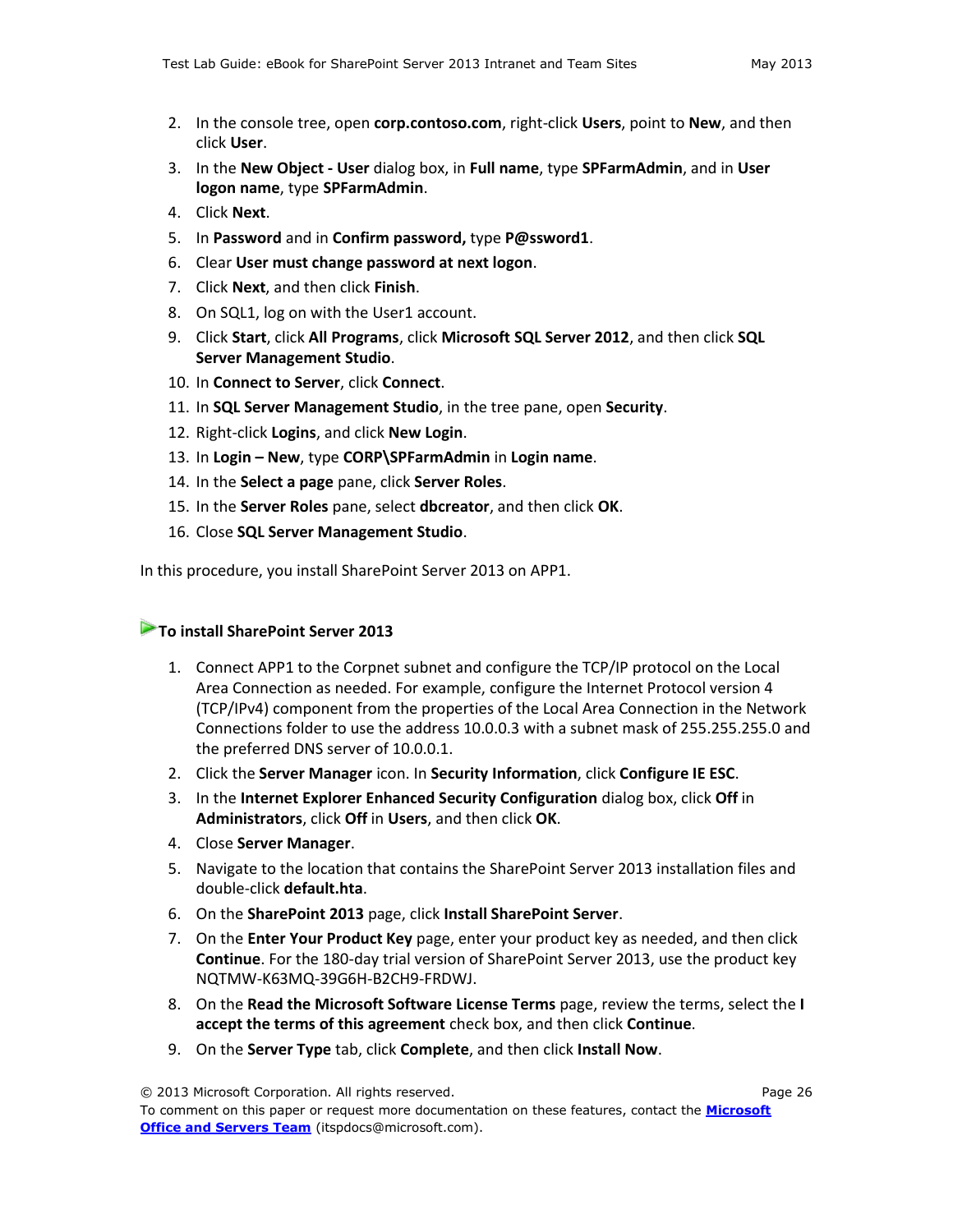2. In the console tree, open **corp.contoso.com**, right-click **Users**, point to **New**, and then click **User**.
3. In the **New Object - User** dialog box, in **Full name**, type **SPFarmAdmin**, and in **User logon name**, type **SPFarmAdmin**.
4. Click **Next**.
5. In **Password** and in **Confirm password,** type **P@ssword1**.
6. Clear **User must change password at next logon**.
7. Click **Next**, and then click **Finish**.
8. On SQL1, log on with the User1 account.
9. Click **Start**, click **All Programs**, click **Microsoft SQL Server 2012**, and then click **SQL Server Management Studio**.
10. In **Connect to Server**, click **Connect**.
11. In **SQL Server Management Studio**, in the tree pane, open **Security**.
12. Right-click **Logins**, and click **New Login**.
13. In **Login – New**, type **CORP\SPFarmAdmin** in **Login name**.
14. In the **Select a page** pane, click **Server Roles**.
15. In the **Server Roles** pane, select **dbcreator**, and then click **OK**.
16. Close **SQL Server Management Studio**.

In this procedure, you install SharePoint Server 2013 on APP1.

**To install SharePoint Server 2013**

1. Connect APP1 to the Corpnet subnet and configure the TCP/IP protocol on the Local Area Connection as needed. For example, configure the Internet Protocol version 4 (TCP/IPv4) component from the properties of the Local Area Connection in the Network Connections folder to use the address 10.0.0.3 with a subnet mask of 255.255.255.0 and the preferred DNS server of 10.0.0.1.
2. Click the **Server Manager** icon. In **Security Information**, click **Configure IE ESC**.
3. In the **Internet Explorer Enhanced Security Configuration** dialog box, click **Off** in **Administrators**, click **Off** in **Users**, and then click **OK**.
4. Close **Server Manager**.
5. Navigate to the location that contains the SharePoint Server 2013 installation files and double-click **default.hta**.
6. On the **SharePoint 2013** page, click **Install SharePoint Server**.
7. On the **Enter Your Product Key** page, enter your product key as needed, and then click **Continue**. For the 180-day trial version of SharePoint Server 2013, use the product key NQTMW-K63MQ-39G6H-B2CH9-FRDWJ.
8. On the **Read the Microsoft Software License Terms** page, review the terms, select the **I accept the terms of this agreement** check box, and then click **Continue**.
9. On the **Server Type** tab, click **Complete**, and then click **Install Now**.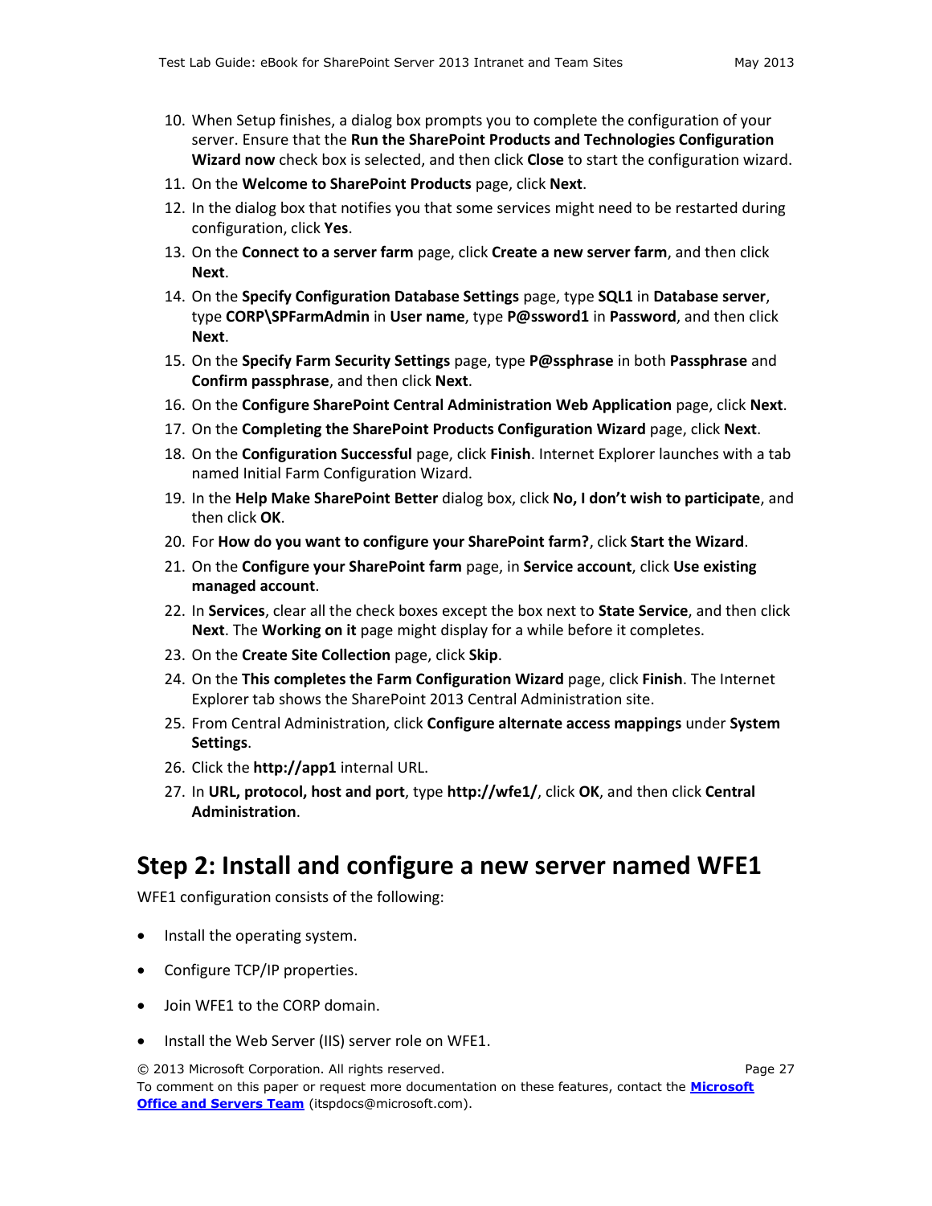10. When Setup finishes, a dialog box prompts you to complete the configuration of your server. Ensure that the **Run the SharePoint Products and Technologies Configuration Wizard now** check box is selected, and then click **Close** to start the configuration wizard.
11. On the **Welcome to SharePoint Products** page, click **Next**.
12. In the dialog box that notifies you that some services might need to be restarted during configuration, click **Yes**.
13. On the **Connect to a server farm** page, click **Create a new server farm**, and then click **Next**.
14. On the **Specify Configuration Database Settings** page, type **SQL1** in **Database server**, type **CORP\SPFarmAdmin** in **User name**, type **P@ssword1** in **Password**, and then click **Next**.
15. On the **Specify Farm Security Settings** page, type **P@ssphrase** in both **Passphrase** and **Confirm passphrase**, and then click **Next**.
16. On the **Configure SharePoint Central Administration Web Application** page, click **Next**.
17. On the **Completing the SharePoint Products Configuration Wizard** page, click **Next**.
18. On the **Configuration Successful** page, click **Finish**. Internet Explorer launches with a tab named Initial Farm Configuration Wizard.
19. In the **Help Make SharePoint Better** dialog box, click **No, I don't wish to participate**, and then click **OK**.
20. For **How do you want to configure your SharePoint farm?**, click **Start the Wizard**.
21. On the **Configure your SharePoint farm** page, in **Service account**, click **Use existing managed account**.
22. In **Services**, clear all the check boxes except the box next to **State Service**, and then click **Next**. The **Working on it** page might display for a while before it completes.
23. On the **Create Site Collection** page, click **Skip**.
24. On the **This completes the Farm Configuration Wizard** page, click **Finish**. The Internet Explorer tab shows the SharePoint 2013 Central Administration site.
25. From Central Administration, click **Configure alternate access mappings** under **System Settings**.
26. Click the **http://app1** internal URL.
27. In **URL, protocol, host and port**, type **http://wfe1/**, click **OK**, and then click **Central Administration**.

## Step 2: Install and configure a new server named WFE1

WFE1 configuration consists of the following:

- Install the operating system.
- Configure TCP/IP properties.
- Join WFE1 to the CORP domain.
- Install the Web Server (IIS) server role on WFE1.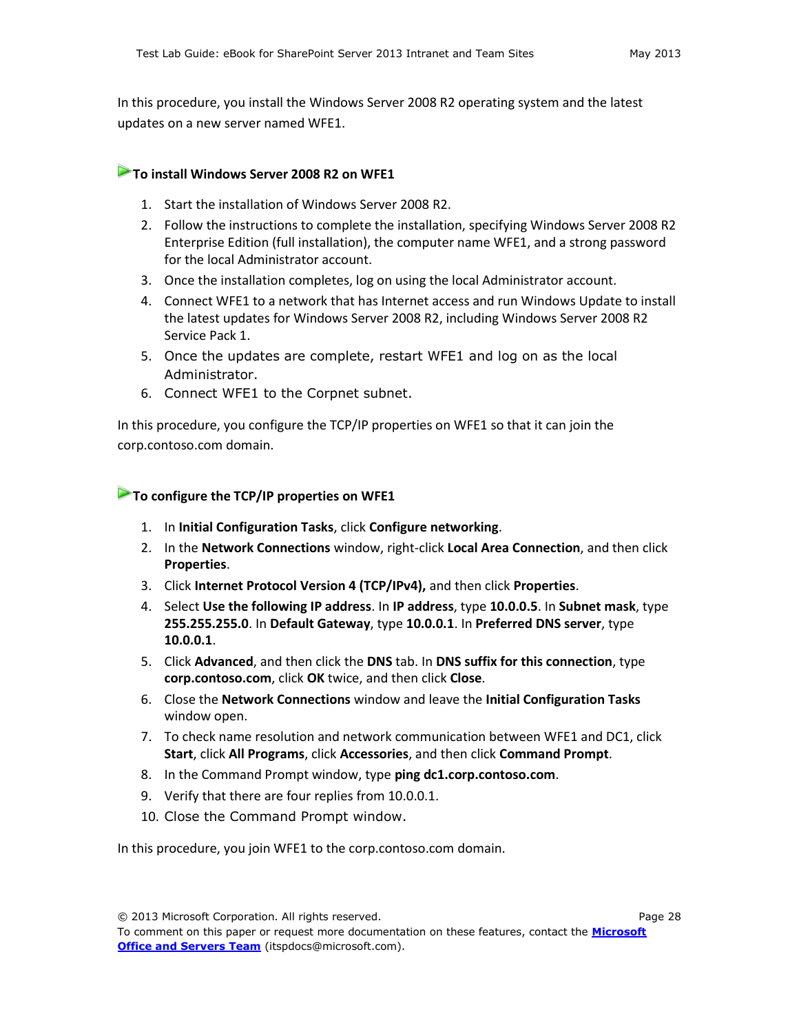In this procedure, you install the Windows Server 2008 R2 operating system and the latest updates on a new server named WFE1.

**To install Windows Server 2008 R2 on WFE1**

1. Start the installation of Windows Server 2008 R2.
2. Follow the instructions to complete the installation, specifying Windows Server 2008 R2 Enterprise Edition (full installation), the computer name WFE1, and a strong password for the local Administrator account.
3. Once the installation completes, log on using the local Administrator account.
4. Connect WFE1 to a network that has Internet access and run Windows Update to install the latest updates for Windows Server 2008 R2, including Windows Server 2008 R2 Service Pack 1.
5. Once the updates are complete, restart WFE1 and log on as the local Administrator.
6. Connect WFE1 to the Corpnet subnet.

In this procedure, you configure the TCP/IP properties on WFE1 so that it can join the corp.contoso.com domain.

**To configure the TCP/IP properties on WFE1**

1. In **Initial Configuration Tasks**, click **Configure networking**.
2. In the **Network Connections** window, right-click **Local Area Connection**, and then click **Properties**.
3. Click **Internet Protocol Version 4 (TCP/IPv4),** and then click **Properties**.
4. Select **Use the following IP address**. In **IP address**, type **10.0.0.5**. In **Subnet mask**, type **255.255.255.0**. In **Default Gateway**, type **10.0.0.1**. In **Preferred DNS server**, type **10.0.0.1**.
5. Click **Advanced**, and then click the **DNS** tab. In **DNS suffix for this connection**, type **corp.contoso.com**, click **OK** twice, and then click **Close**.
6. Close the **Network Connections** window and leave the **Initial Configuration Tasks** window open.
7. To check name resolution and network communication between WFE1 and DC1, click **Start**, click **All Programs**, click **Accessories**, and then click **Command Prompt**.
8. In the Command Prompt window, type **ping dc1.corp.contoso.com**.
9. Verify that there are four replies from 10.0.0.1.
10. Close the Command Prompt window.

In this procedure, you join WFE1 to the corp.contoso.com domain.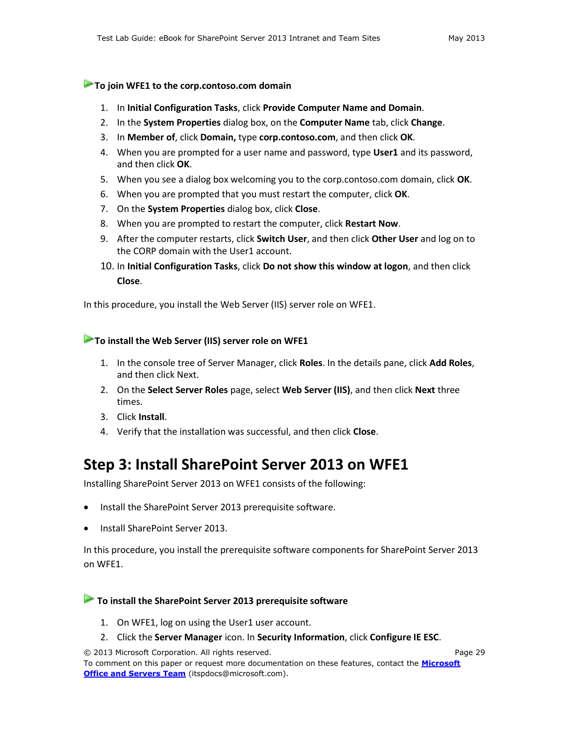**To join WFE1 to the corp.contoso.com domain**

1. In **Initial Configuration Tasks**, click **Provide Computer Name and Domain**.
2. In the **System Properties** dialog box, on the **Computer Name** tab, click **Change**.
3. In **Member of**, click **Domain,** type **corp.contoso.com**, and then click **OK**.
4. When you are prompted for a user name and password, type **User1** and its password, and then click **OK**.
5. When you see a dialog box welcoming you to the corp.contoso.com domain, click **OK**.
6. When you are prompted that you must restart the computer, click **OK**.
7. On the **System Properties** dialog box, click **Close**.
8. When you are prompted to restart the computer, click **Restart Now**.
9. After the computer restarts, click **Switch User**, and then click **Other User** and log on to the CORP domain with the User1 account.
10. In **Initial Configuration Tasks**, click **Do not show this window at logon**, and then click **Close**.

In this procedure, you install the Web Server (IIS) server role on WFE1.

**To install the Web Server (IIS) server role on WFE1**

1. In the console tree of Server Manager, click **Roles**. In the details pane, click **Add Roles**, and then click Next.
2. On the **Select Server Roles** page, select **Web Server (IIS)**, and then click **Next** three times.
3. Click **Install**.
4. Verify that the installation was successful, and then click **Close**.

# Step 3: Install SharePoint Server 2013 on WFE1

Installing SharePoint Server 2013 on WFE1 consists of the following:

- Install the SharePoint Server 2013 prerequisite software.
- Install SharePoint Server 2013.

In this procedure, you install the prerequisite software components for SharePoint Server 2013 on WFE1.

**To install the SharePoint Server 2013 prerequisite software**

1. On WFE1, log on using the User1 user account.
2. Click the **Server Manager** icon. In **Security Information**, click **Configure IE ESC**.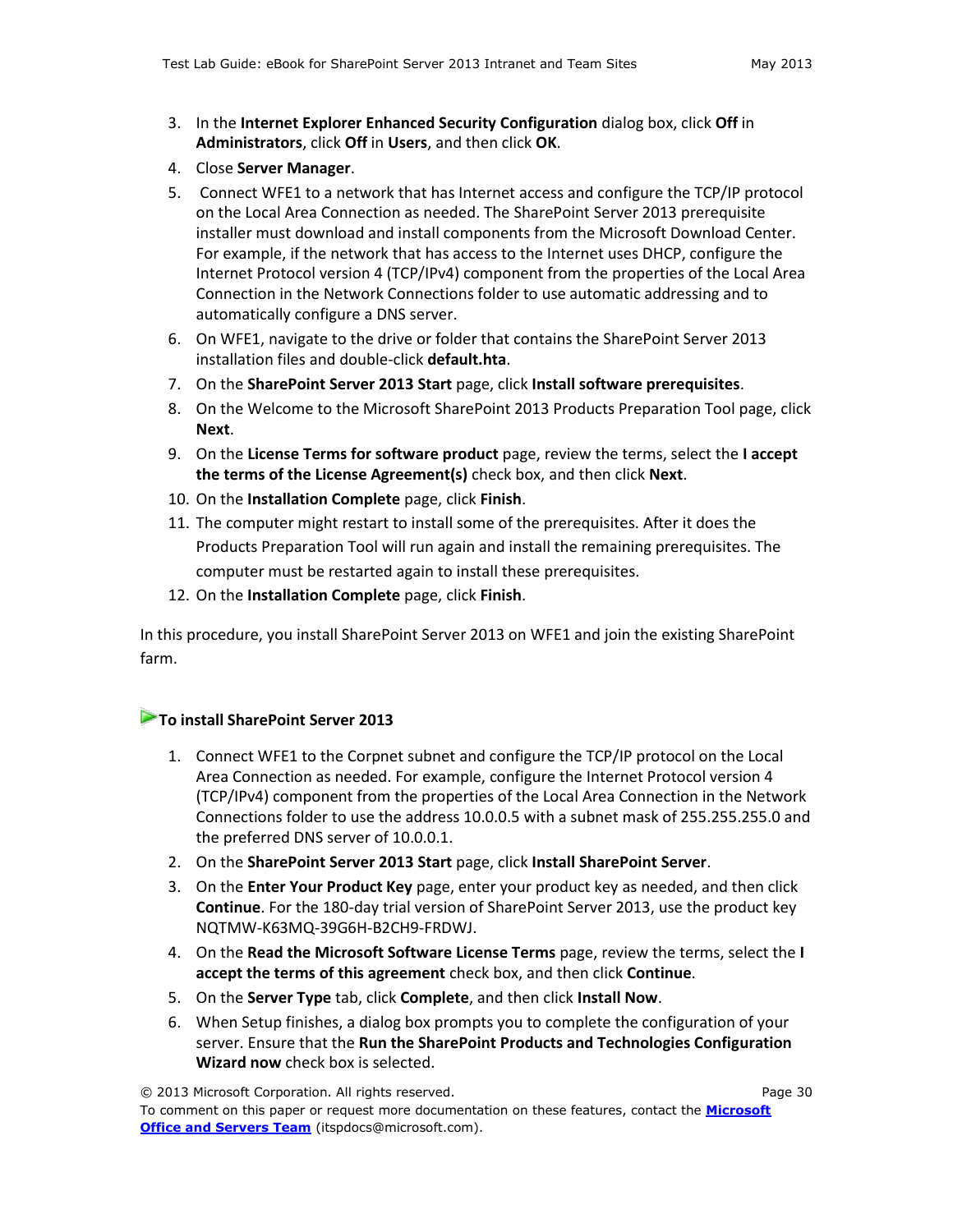3. In the **Internet Explorer Enhanced Security Configuration** dialog box, click **Off** in **Administrators**, click **Off** in **Users**, and then click **OK**.
4. Close **Server Manager**.
5. Connect WFE1 to a network that has Internet access and configure the TCP/IP protocol on the Local Area Connection as needed. The SharePoint Server 2013 prerequisite installer must download and install components from the Microsoft Download Center. For example, if the network that has access to the Internet uses DHCP, configure the Internet Protocol version 4 (TCP/IPv4) component from the properties of the Local Area Connection in the Network Connections folder to use automatic addressing and to automatically configure a DNS server.
6. On WFE1, navigate to the drive or folder that contains the SharePoint Server 2013 installation files and double-click **default.hta**.
7. On the **SharePoint Server 2013 Start** page, click **Install software prerequisites**.
8. On the Welcome to the Microsoft SharePoint 2013 Products Preparation Tool page, click **Next**.
9. On the **License Terms for software product** page, review the terms, select the **I accept the terms of the License Agreement(s)** check box, and then click **Next**.
10. On the **Installation Complete** page, click **Finish**.
11. The computer might restart to install some of the prerequisites. After it does the Products Preparation Tool will run again and install the remaining prerequisites. The computer must be restarted again to install these prerequisites.
12. On the **Installation Complete** page, click **Finish**.

In this procedure, you install SharePoint Server 2013 on WFE1 and join the existing SharePoint farm.

**To install SharePoint Server 2013**

1. Connect WFE1 to the Corpnet subnet and configure the TCP/IP protocol on the Local Area Connection as needed. For example, configure the Internet Protocol version 4 (TCP/IPv4) component from the properties of the Local Area Connection in the Network Connections folder to use the address 10.0.0.5 with a subnet mask of 255.255.255.0 and the preferred DNS server of 10.0.0.1.
2. On the **SharePoint Server 2013 Start** page, click **Install SharePoint Server**.
3. On the **Enter Your Product Key** page, enter your product key as needed, and then click **Continue**. For the 180-day trial version of SharePoint Server 2013, use the product key NQTMW-K63MQ-39G6H-B2CH9-FRDWJ.
4. On the **Read the Microsoft Software License Terms** page, review the terms, select the **I accept the terms of this agreement** check box, and then click **Continue**.
5. On the **Server Type** tab, click **Complete**, and then click **Install Now**.
6. When Setup finishes, a dialog box prompts you to complete the configuration of your server. Ensure that the **Run the SharePoint Products and Technologies Configuration Wizard now** check box is selected.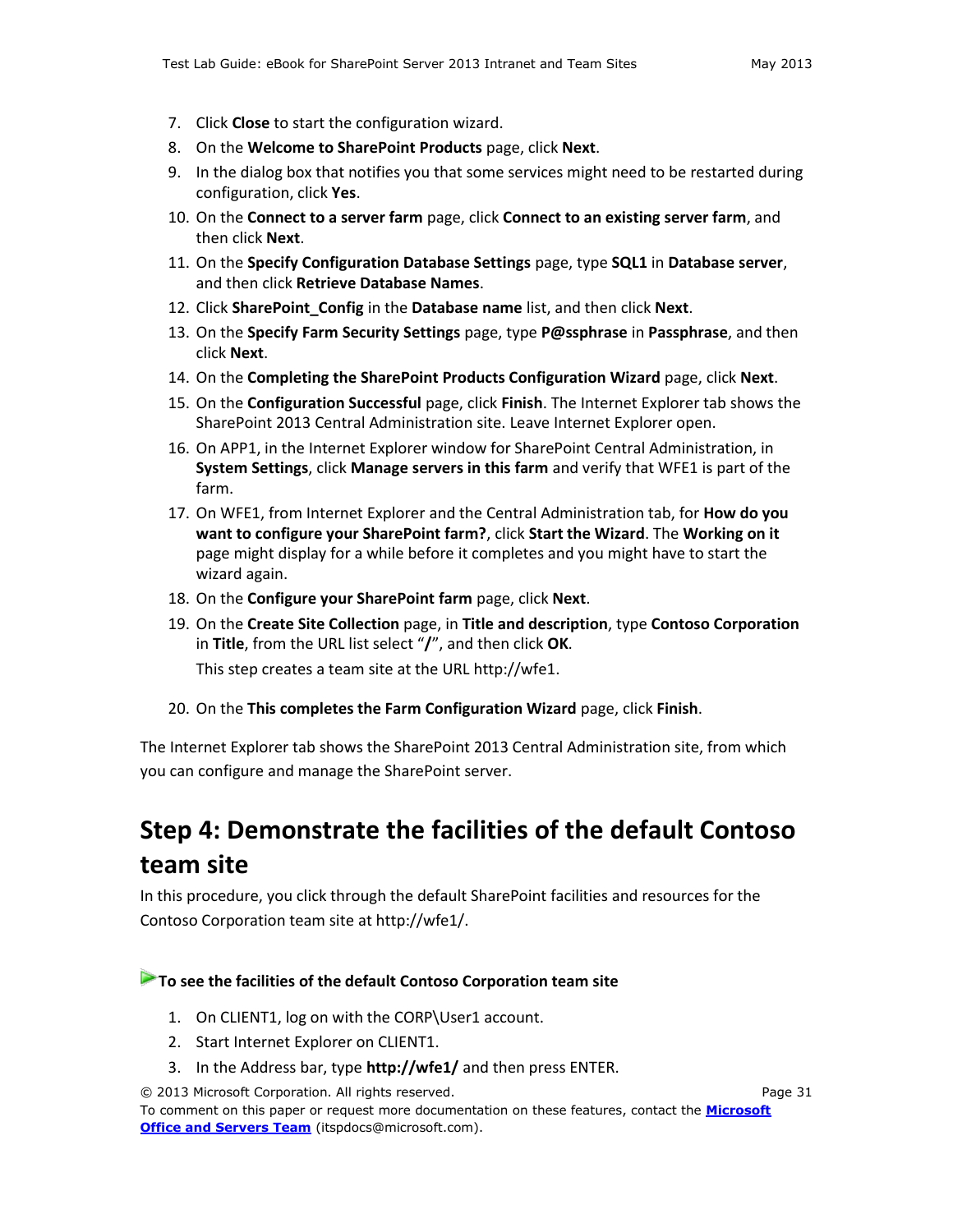7. Click **Close** to start the configuration wizard.
8. On the **Welcome to SharePoint Products** page, click **Next**.
9. In the dialog box that notifies you that some services might need to be restarted during configuration, click **Yes**.
10. On the **Connect to a server farm** page, click **Connect to an existing server farm**, and then click **Next**.
11. On the **Specify Configuration Database Settings** page, type **SQL1** in **Database server**, and then click **Retrieve Database Names**.
12. Click **SharePoint_Config** in the **Database name** list, and then click **Next**.
13. On the **Specify Farm Security Settings** page, type **P@ssphrase** in **Passphrase**, and then click **Next**.
14. On the **Completing the SharePoint Products Configuration Wizard** page, click **Next**.
15. On the **Configuration Successful** page, click **Finish**. The Internet Explorer tab shows the SharePoint 2013 Central Administration site. Leave Internet Explorer open.
16. On APP1, in the Internet Explorer window for SharePoint Central Administration, in **System Settings**, click **Manage servers in this farm** and verify that WFE1 is part of the farm.
17. On WFE1, from Internet Explorer and the Central Administration tab, for **How do you want to configure your SharePoint farm?**, click **Start the Wizard**. The **Working on it** page might display for a while before it completes and you might have to start the wizard again.
18. On the **Configure your SharePoint farm** page, click **Next**.
19. On the **Create Site Collection** page, in **Title and description**, type **Contoso Corporation** in **Title**, from the URL list select "**/**", and then click **OK**.

    This step creates a team site at the URL http://wfe1.

20. On the **This completes the Farm Configuration Wizard** page, click **Finish**.

The Internet Explorer tab shows the SharePoint 2013 Central Administration site, from which you can configure and manage the SharePoint server.

# Step 4: Demonstrate the facilities of the default Contoso team site

In this procedure, you click through the default SharePoint facilities and resources for the Contoso Corporation team site at http://wfe1/.

**To see the facilities of the default Contoso Corporation team site**

1. On CLIENT1, log on with the CORP\User1 account.
2. Start Internet Explorer on CLIENT1.
3. In the Address bar, type **http://wfe1/** and then press ENTER.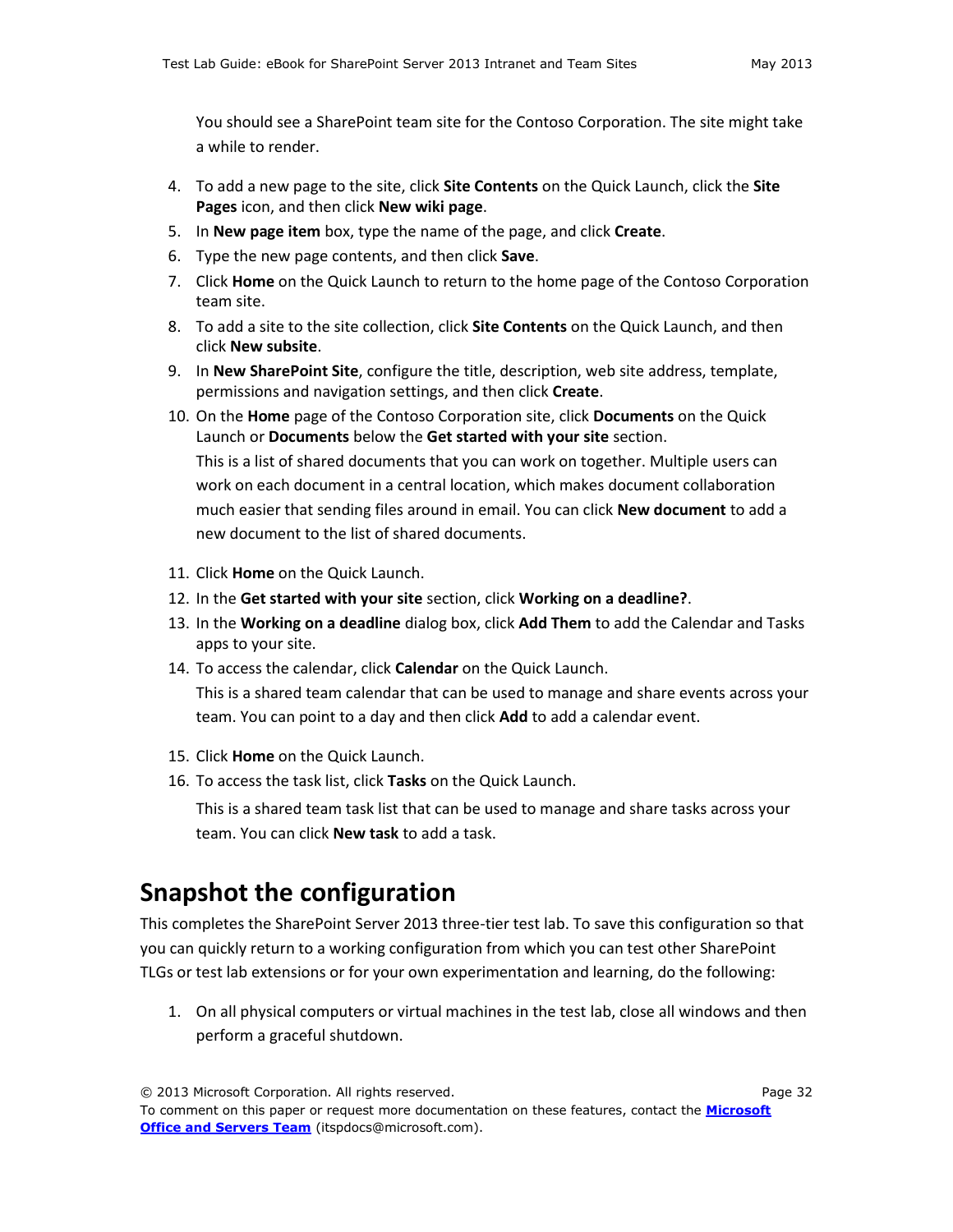You should see a SharePoint team site for the Contoso Corporation. The site might take a while to render.

4. To add a new page to the site, click **Site Contents** on the Quick Launch, click the **Site Pages** icon, and then click **New wiki page**.
5. In **New page item** box, type the name of the page, and click **Create**.
6. Type the new page contents, and then click **Save**.
7. Click **Home** on the Quick Launch to return to the home page of the Contoso Corporation team site.
8. To add a site to the site collection, click **Site Contents** on the Quick Launch, and then click **New subsite**.
9. In **New SharePoint Site**, configure the title, description, web site address, template, permissions and navigation settings, and then click **Create**.
10. On the **Home** page of the Contoso Corporation site, click **Documents** on the Quick Launch or **Documents** below the **Get started with your site** section.

    This is a list of shared documents that you can work on together. Multiple users can work on each document in a central location, which makes document collaboration much easier that sending files around in email. You can click **New document** to add a new document to the list of shared documents.

11. Click **Home** on the Quick Launch.
12. In the **Get started with your site** section, click **Working on a deadline?**.
13. In the **Working on a deadline** dialog box, click **Add Them** to add the Calendar and Tasks apps to your site.
14. To access the calendar, click **Calendar** on the Quick Launch.

    This is a shared team calendar that can be used to manage and share events across your team. You can point to a day and then click **Add** to add a calendar event.

15. Click **Home** on the Quick Launch.
16. To access the task list, click **Tasks** on the Quick Launch.

    This is a shared team task list that can be used to manage and share tasks across your team. You can click **New task** to add a task.

# Snapshot the configuration

This completes the SharePoint Server 2013 three-tier test lab. To save this configuration so that you can quickly return to a working configuration from which you can test other SharePoint TLGs or test lab extensions or for your own experimentation and learning, do the following:

1. On all physical computers or virtual machines in the test lab, close all windows and then perform a graceful shutdown.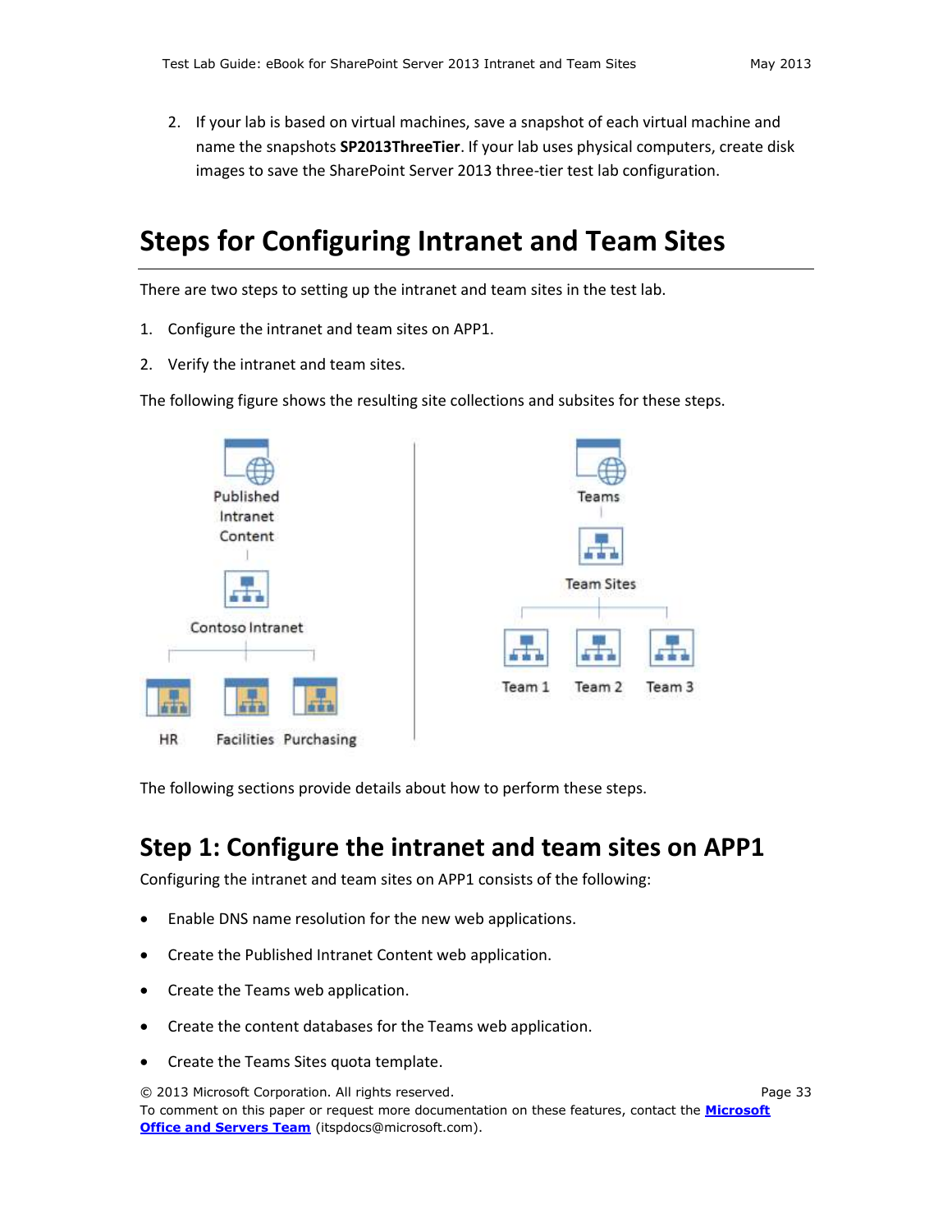2. If your lab is based on virtual machines, save a snapshot of each virtual machine and name the snapshots **SP2013ThreeTier**. If your lab uses physical computers, create disk images to save the SharePoint Server 2013 three-tier test lab configuration.

# Steps for Configuring Intranet and Team Sites

There are two steps to setting up the intranet and team sites in the test lab.

1. Configure the intranet and team sites on APP1.
2. Verify the intranet and team sites.

The following figure shows the resulting site collections and subsites for these steps.

Published Intranet Content
Contoso Intranet
HR
Facilities
Purchasing

Teams
Team Sites
Team 1
Team 2
Team 3

The following sections provide details about how to perform these steps.

## Step 1: Configure the intranet and team sites on APP1

Configuring the intranet and team sites on APP1 consists of the following:

- Enable DNS name resolution for the new web applications.
- Create the Published Intranet Content web application.
- Create the Teams web application.
- Create the content databases for the Teams web application.
- Create the Teams Sites quota template.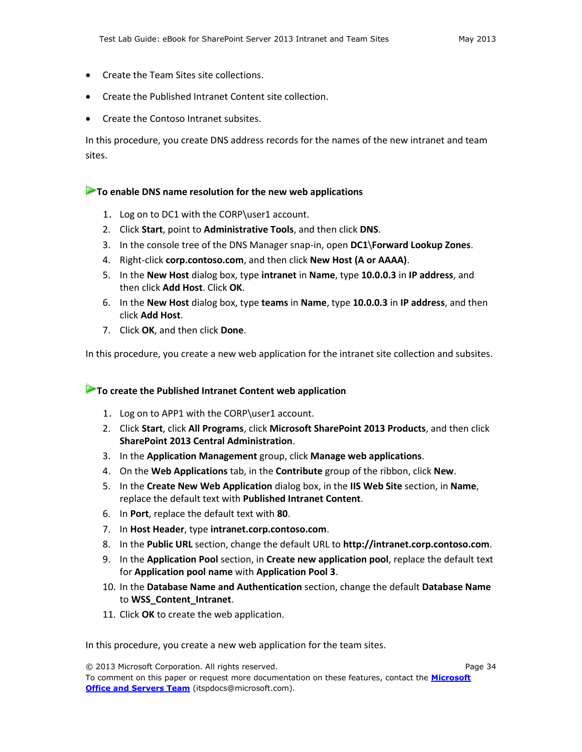- Create the Team Sites site collections.
- Create the Published Intranet Content site collection.
- Create the Contoso Intranet subsites.

In this procedure, you create DNS address records for the names of the new intranet and team sites.

**To enable DNS name resolution for the new web applications**

1. Log on to DC1 with the CORP\user1 account.
2. Click **Start**, point to **Administrative Tools**, and then click **DNS**.
3. In the console tree of the DNS Manager snap-in, open **DC1\Forward Lookup Zones**.
4. Right-click **corp.contoso.com**, and then click **New Host (A or AAAA)**.
5. In the **New Host** dialog box, type **intranet** in **Name**, type **10.0.0.3** in **IP address**, and then click **Add Host**. Click **OK**.
6. In the **New Host** dialog box, type **teams** in **Name**, type **10.0.0.3** in **IP address**, and then click **Add Host**.
7. Click **OK**, and then click **Done**.

In this procedure, you create a new web application for the intranet site collection and subsites.

**To create the Published Intranet Content web application**

1. Log on to APP1 with the CORP\user1 account.
2. Click **Start**, click **All Programs**, click **Microsoft SharePoint 2013 Products**, and then click **SharePoint 2013 Central Administration**.
3. In the **Application Management** group, click **Manage web applications**.
4. On the **Web Applications** tab, in the **Contribute** group of the ribbon, click **New**.
5. In the **Create New Web Application** dialog box, in the **IIS Web Site** section, in **Name**, replace the default text with **Published Intranet Content**.
6. In **Port**, replace the default text with **80**.
7. In **Host Header**, type **intranet.corp.contoso.com**.
8. In the **Public URL** section, change the default URL to **http://intranet.corp.contoso.com**.
9. In the **Application Pool** section, in **Create new application pool**, replace the default text for **Application pool name** with **Application Pool 3**.
10. In the **Database Name and Authentication** section, change the default **Database Name** to **WSS_Content_Intranet**.
11. Click **OK** to create the web application.

In this procedure, you create a new web application for the team sites.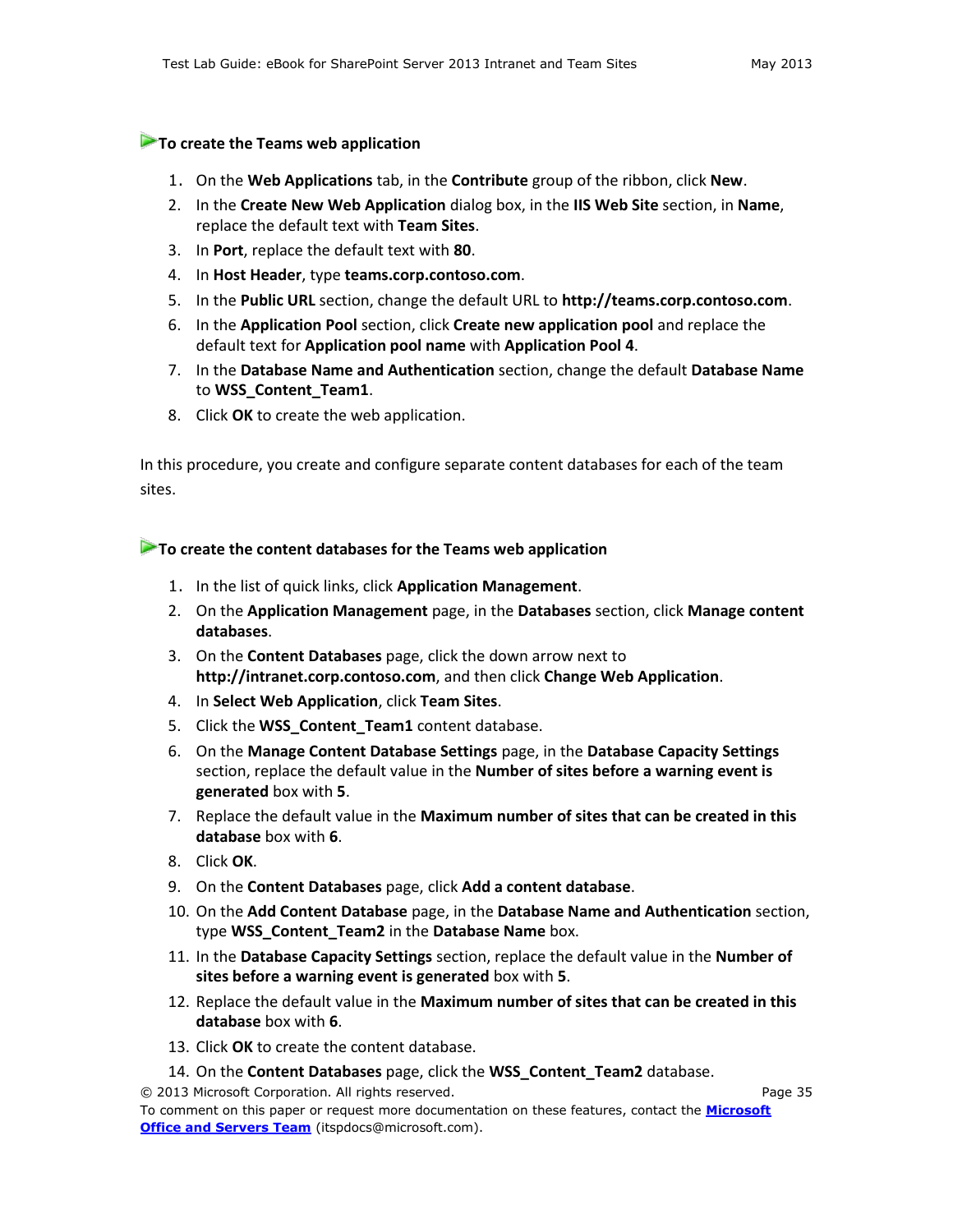**To create the Teams web application**

1. On the **Web Applications** tab, in the **Contribute** group of the ribbon, click **New**.
2. In the **Create New Web Application** dialog box, in the **IIS Web Site** section, in **Name**, replace the default text with **Team Sites**.
3. In **Port**, replace the default text with **80**.
4. In **Host Header**, type **teams.corp.contoso.com**.
5. In the **Public URL** section, change the default URL to **http://teams.corp.contoso.com**.
6. In the **Application Pool** section, click **Create new application pool** and replace the default text for **Application pool name** with **Application Pool 4**.
7. In the **Database Name and Authentication** section, change the default **Database Name** to **WSS_Content_Team1**.
8. Click **OK** to create the web application.

In this procedure, you create and configure separate content databases for each of the team sites.

**To create the content databases for the Teams web application**

1. In the list of quick links, click **Application Management**.
2. On the **Application Management** page, in the **Databases** section, click **Manage content databases**.
3. On the **Content Databases** page, click the down arrow next to **http://intranet.corp.contoso.com**, and then click **Change Web Application**.
4. In **Select Web Application**, click **Team Sites**.
5. Click the **WSS_Content_Team1** content database.
6. On the **Manage Content Database Settings** page, in the **Database Capacity Settings** section, replace the default value in the **Number of sites before a warning event is generated** box with **5**.
7. Replace the default value in the **Maximum number of sites that can be created in this database** box with **6**.
8. Click **OK**.
9. On the **Content Databases** page, click **Add a content database**.
10. On the **Add Content Database** page, in the **Database Name and Authentication** section, type **WSS_Content_Team2** in the **Database Name** box.
11. In the **Database Capacity Settings** section, replace the default value in the **Number of sites before a warning event is generated** box with **5**.
12. Replace the default value in the **Maximum number of sites that can be created in this database** box with **6**.
13. Click **OK** to create the content database.
14. On the **Content Databases** page, click the **WSS_Content_Team2** database.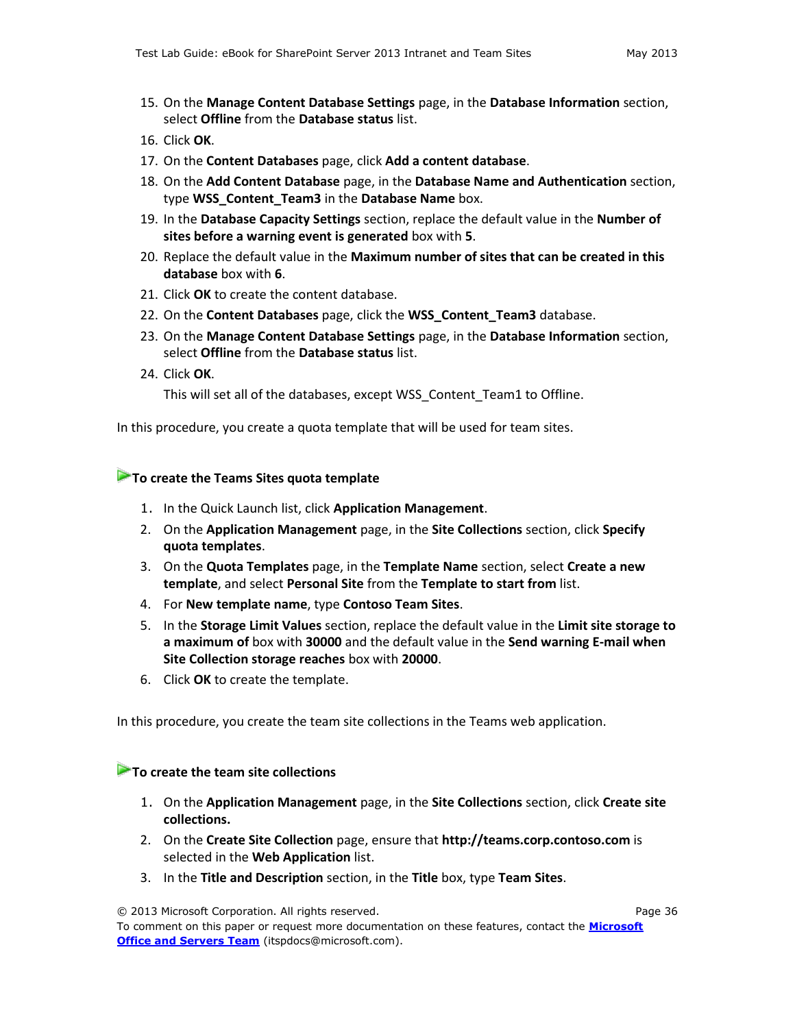15. On the **Manage Content Database Settings** page, in the **Database Information** section, select **Offline** from the **Database status** list.
16. Click **OK**.
17. On the **Content Databases** page, click **Add a content database**.
18. On the **Add Content Database** page, in the **Database Name and Authentication** section, type **WSS_Content_Team3** in the **Database Name** box.
19. In the **Database Capacity Settings** section, replace the default value in the **Number of sites before a warning event is generated** box with **5**.
20. Replace the default value in the **Maximum number of sites that can be created in this database** box with **6**.
21. Click **OK** to create the content database.
22. On the **Content Databases** page, click the **WSS_Content_Team3** database.
23. On the **Manage Content Database Settings** page, in the **Database Information** section, select **Offline** from the **Database status** list.
24. Click **OK**.

    This will set all of the databases, except WSS_Content_Team1 to Offline.

In this procedure, you create a quota template that will be used for team sites.

**To create the Teams Sites quota template**

1. In the Quick Launch list, click **Application Management**.
2. On the **Application Management** page, in the **Site Collections** section, click **Specify quota templates**.
3. On the **Quota Templates** page, in the **Template Name** section, select **Create a new template**, and select **Personal Site** from the **Template to start from** list.
4. For **New template name**, type **Contoso Team Sites**.
5. In the **Storage Limit Values** section, replace the default value in the **Limit site storage to a maximum of** box with **30000** and the default value in the **Send warning E-mail when Site Collection storage reaches** box with **20000**.
6. Click **OK** to create the template.

In this procedure, you create the team site collections in the Teams web application.

**To create the team site collections**

1. On the **Application Management** page, in the **Site Collections** section, click **Create site collections.**
2. On the **Create Site Collection** page, ensure that **http://teams.corp.contoso.com** is selected in the **Web Application** list.
3. In the **Title and Description** section, in the **Title** box, type **Team Sites**.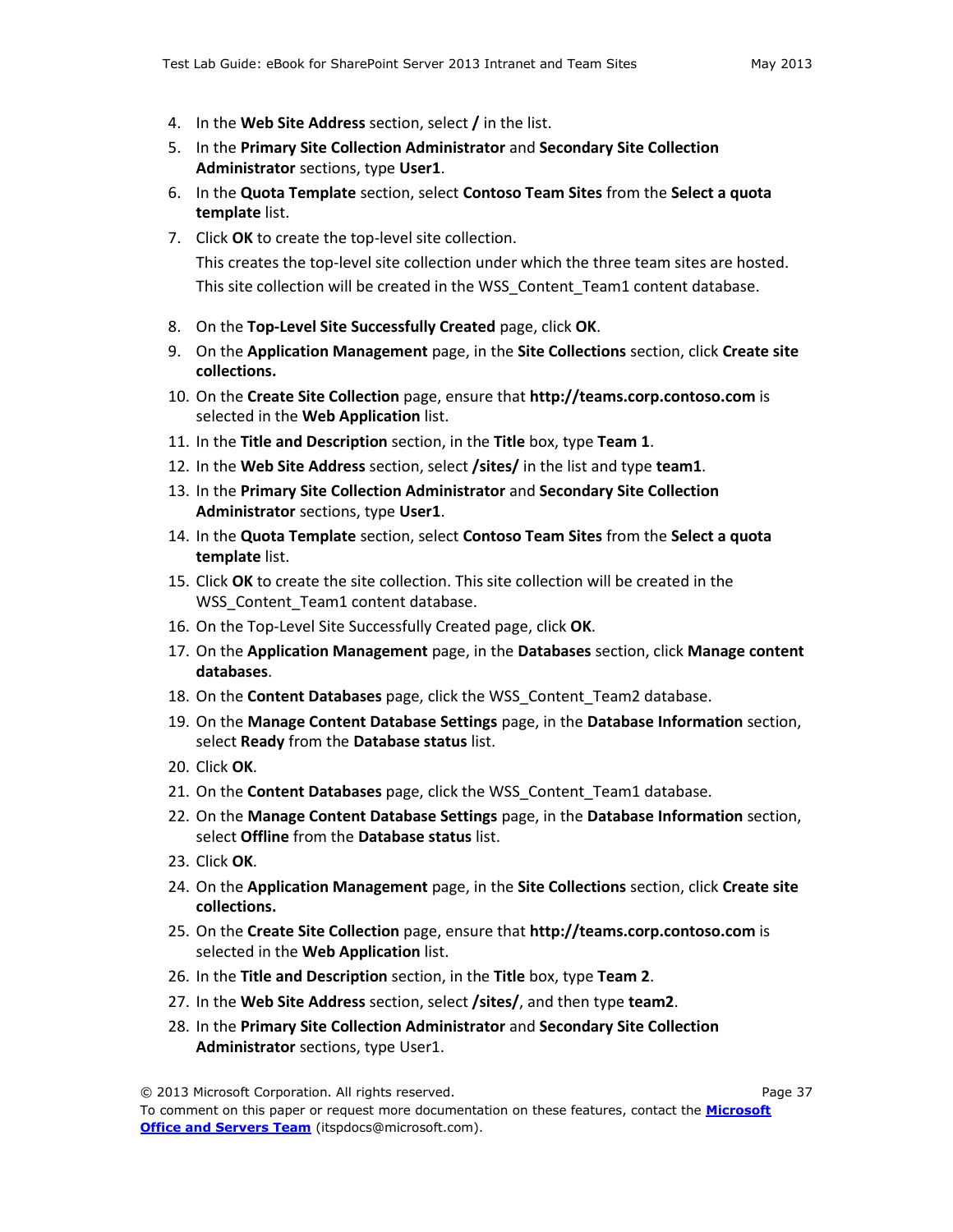4. In the **Web Site Address** section, select **/** in the list.
5. In the **Primary Site Collection Administrator** and **Secondary Site Collection Administrator** sections, type **User1**.
6. In the **Quota Template** section, select **Contoso Team Sites** from the **Select a quota template** list.
7. Click **OK** to create the top-level site collection.

   This creates the top-level site collection under which the three team sites are hosted. This site collection will be created in the WSS_Content_Team1 content database.

8. On the **Top-Level Site Successfully Created** page, click **OK**.
9. On the **Application Management** page, in the **Site Collections** section, click **Create site collections.**
10. On the **Create Site Collection** page, ensure that **http://teams.corp.contoso.com** is selected in the **Web Application** list.
11. In the **Title and Description** section, in the **Title** box, type **Team 1**.
12. In the **Web Site Address** section, select **/sites/** in the list and type **team1**.
13. In the **Primary Site Collection Administrator** and **Secondary Site Collection Administrator** sections, type **User1**.
14. In the **Quota Template** section, select **Contoso Team Sites** from the **Select a quota template** list.
15. Click **OK** to create the site collection. This site collection will be created in the WSS_Content_Team1 content database.
16. On the Top-Level Site Successfully Created page, click **OK**.
17. On the **Application Management** page, in the **Databases** section, click **Manage content databases**.
18. On the **Content Databases** page, click the WSS_Content_Team2 database.
19. On the **Manage Content Database Settings** page, in the **Database Information** section, select **Ready** from the **Database status** list.
20. Click **OK**.
21. On the **Content Databases** page, click the WSS_Content_Team1 database.
22. On the **Manage Content Database Settings** page, in the **Database Information** section, select **Offline** from the **Database status** list.
23. Click **OK**.
24. On the **Application Management** page, in the **Site Collections** section, click **Create site collections.**
25. On the **Create Site Collection** page, ensure that **http://teams.corp.contoso.com** is selected in the **Web Application** list.
26. In the **Title and Description** section, in the **Title** box, type **Team 2**.
27. In the **Web Site Address** section, select **/sites/**, and then type **team2**.
28. In the **Primary Site Collection Administrator** and **Secondary Site Collection Administrator** sections, type User1.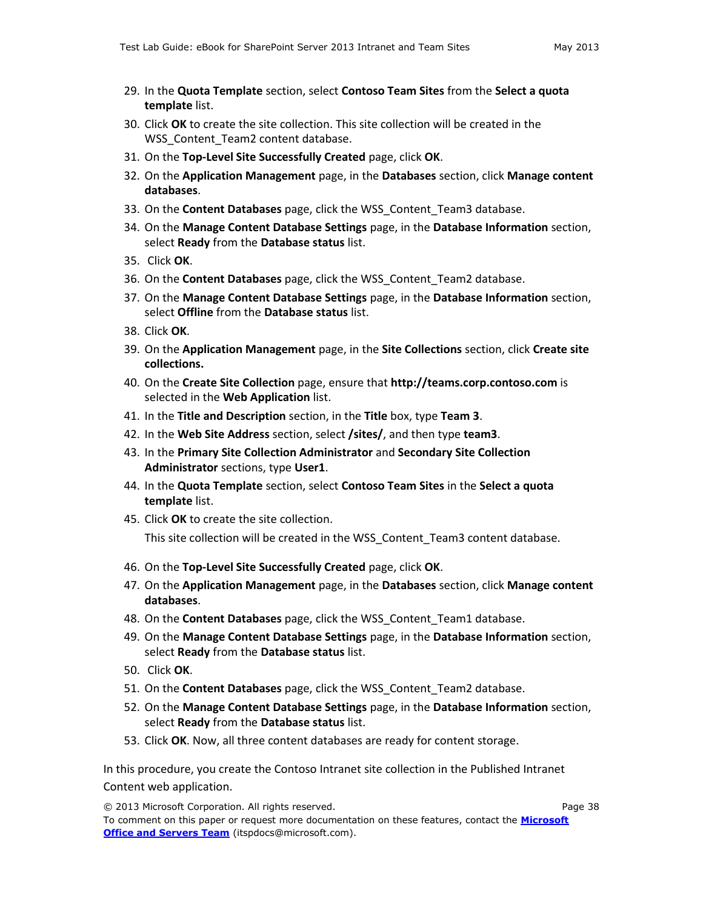29. In the **Quota Template** section, select **Contoso Team Sites** from the **Select a quota template** list.
30. Click **OK** to create the site collection. This site collection will be created in the WSS_Content_Team2 content database.
31. On the **Top-Level Site Successfully Created** page, click **OK**.
32. On the **Application Management** page, in the **Databases** section, click **Manage content databases**.
33. On the **Content Databases** page, click the WSS_Content_Team3 database.
34. On the **Manage Content Database Settings** page, in the **Database Information** section, select **Ready** from the **Database status** list.
35. Click **OK**.
36. On the **Content Databases** page, click the WSS_Content_Team2 database.
37. On the **Manage Content Database Settings** page, in the **Database Information** section, select **Offline** from the **Database status** list.
38. Click **OK**.
39. On the **Application Management** page, in the **Site Collections** section, click **Create site collections.**
40. On the **Create Site Collection** page, ensure that **http://teams.corp.contoso.com** is selected in the **Web Application** list.
41. In the **Title and Description** section, in the **Title** box, type **Team 3**.
42. In the **Web Site Address** section, select **/sites/**, and then type **team3**.
43. In the **Primary Site Collection Administrator** and **Secondary Site Collection Administrator** sections, type **User1**.
44. In the **Quota Template** section, select **Contoso Team Sites** in the **Select a quota template** list.
45. Click **OK** to create the site collection.

    This site collection will be created in the WSS_Content_Team3 content database.

46. On the **Top-Level Site Successfully Created** page, click **OK**.
47. On the **Application Management** page, in the **Databases** section, click **Manage content databases**.
48. On the **Content Databases** page, click the WSS_Content_Team1 database.
49. On the **Manage Content Database Settings** page, in the **Database Information** section, select **Ready** from the **Database status** list.
50. Click **OK**.
51. On the **Content Databases** page, click the WSS_Content_Team2 database.
52. On the **Manage Content Database Settings** page, in the **Database Information** section, select **Ready** from the **Database status** list.
53. Click **OK**. Now, all three content databases are ready for content storage.

In this procedure, you create the Contoso Intranet site collection in the Published Intranet Content web application.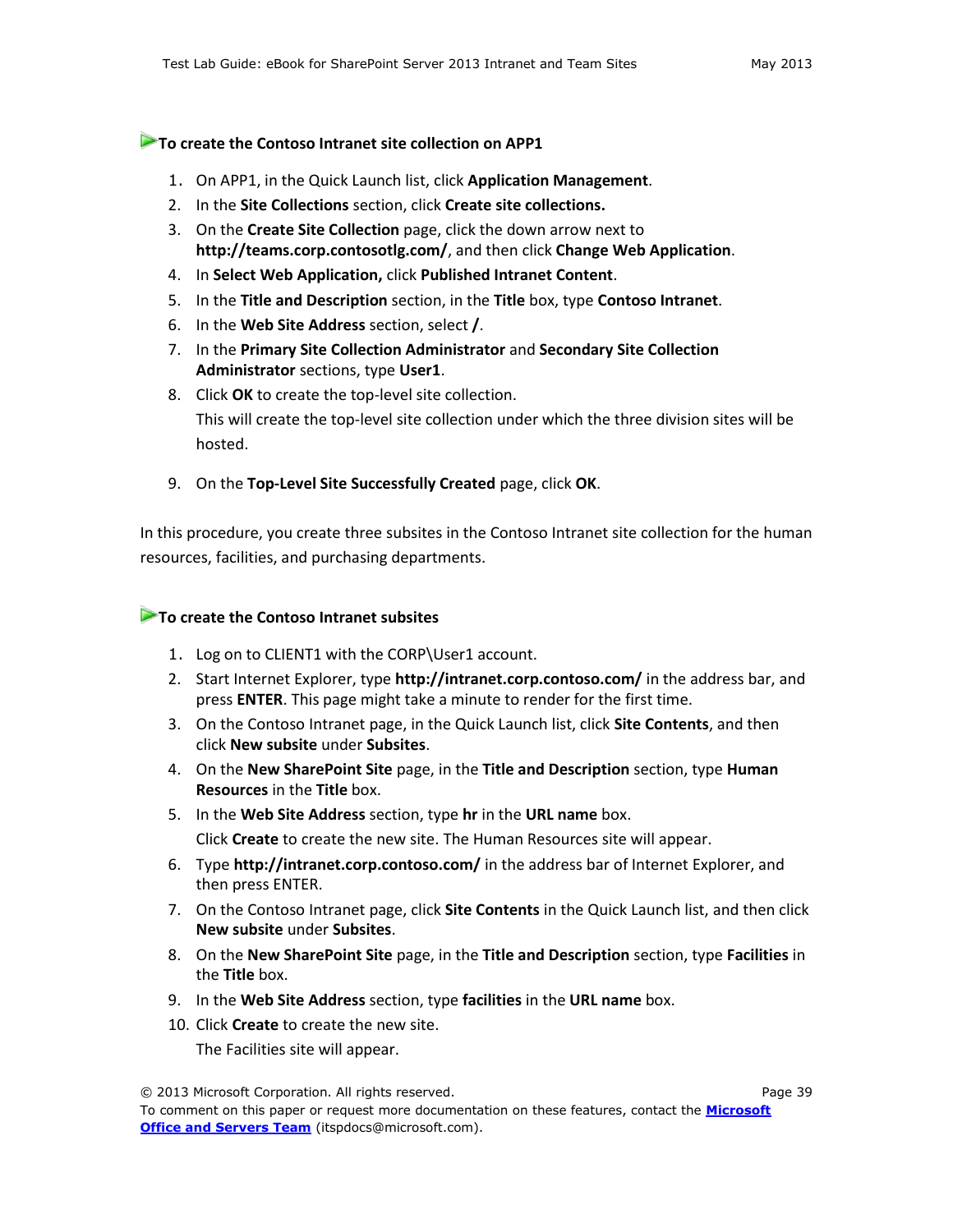**To create the Contoso Intranet site collection on APP1**

1. On APP1, in the Quick Launch list, click **Application Management**.
2. In the **Site Collections** section, click **Create site collections.**
3. On the **Create Site Collection** page, click the down arrow next to **http://teams.corp.contosotlg.com/**, and then click **Change Web Application**.
4. In **Select Web Application,** click **Published Intranet Content**.
5. In the **Title and Description** section, in the **Title** box, type **Contoso Intranet**.
6. In the **Web Site Address** section, select **/**.
7. In the **Primary Site Collection Administrator** and **Secondary Site Collection Administrator** sections, type **User1**.
8. Click **OK** to create the top-level site collection.

   This will create the top-level site collection under which the three division sites will be hosted.

9. On the **Top-Level Site Successfully Created** page, click **OK**.

In this procedure, you create three subsites in the Contoso Intranet site collection for the human resources, facilities, and purchasing departments.

**To create the Contoso Intranet subsites**

1. Log on to CLIENT1 with the CORP\User1 account.
2. Start Internet Explorer, type **http://intranet.corp.contoso.com/** in the address bar, and press **ENTER**. This page might take a minute to render for the first time.
3. On the Contoso Intranet page, in the Quick Launch list, click **Site Contents**, and then click **New subsite** under **Subsites**.
4. On the **New SharePoint Site** page, in the **Title and Description** section, type **Human Resources** in the **Title** box.
5. In the **Web Site Address** section, type **hr** in the **URL name** box.

   Click **Create** to create the new site. The Human Resources site will appear.
6. Type **http://intranet.corp.contoso.com/** in the address bar of Internet Explorer, and then press ENTER.
7. On the Contoso Intranet page, click **Site Contents** in the Quick Launch list, and then click **New subsite** under **Subsites**.
8. On the **New SharePoint Site** page, in the **Title and Description** section, type **Facilities** in the **Title** box.
9. In the **Web Site Address** section, type **facilities** in the **URL name** box.
10. Click **Create** to create the new site.

    The Facilities site will appear.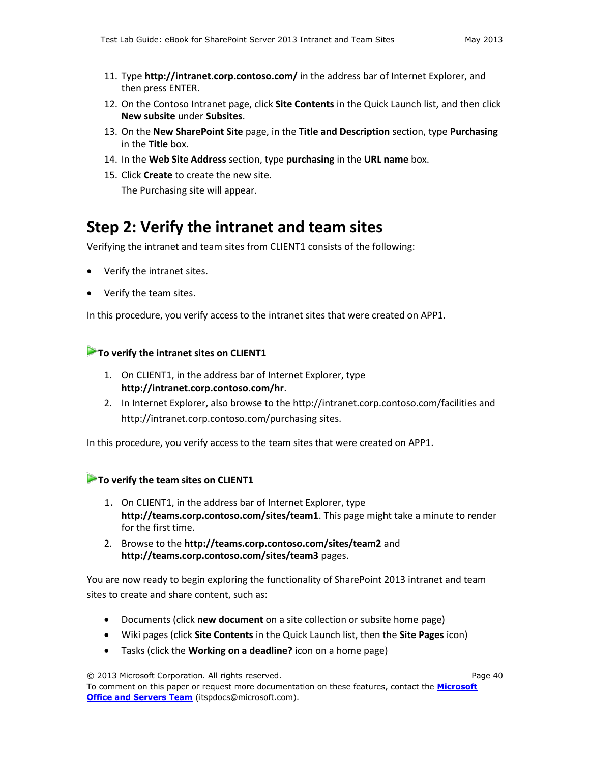11. Type **http://intranet.corp.contoso.com/** in the address bar of Internet Explorer, and then press ENTER.
12. On the Contoso Intranet page, click **Site Contents** in the Quick Launch list, and then click **New subsite** under **Subsites**.
13. On the **New SharePoint Site** page, in the **Title and Description** section, type **Purchasing** in the **Title** box.
14. In the **Web Site Address** section, type **purchasing** in the **URL name** box.
15. Click **Create** to create the new site.

    The Purchasing site will appear.

## Step 2: Verify the intranet and team sites

Verifying the intranet and team sites from CLIENT1 consists of the following:

- Verify the intranet sites.
- Verify the team sites.

In this procedure, you verify access to the intranet sites that were created on APP1.

### To verify the intranet sites on CLIENT1

1. On CLIENT1, in the address bar of Internet Explorer, type **http://intranet.corp.contoso.com/hr**.
2. In Internet Explorer, also browse to the http://intranet.corp.contoso.com/facilities and http://intranet.corp.contoso.com/purchasing sites.

In this procedure, you verify access to the team sites that were created on APP1.

### To verify the team sites on CLIENT1

1. On CLIENT1, in the address bar of Internet Explorer, type **http://teams.corp.contoso.com/sites/team1**. This page might take a minute to render for the first time.
2. Browse to the **http://teams.corp.contoso.com/sites/team2** and **http://teams.corp.contoso.com/sites/team3** pages.

You are now ready to begin exploring the functionality of SharePoint 2013 intranet and team sites to create and share content, such as:

- Documents (click **new document** on a site collection or subsite home page)
- Wiki pages (click **Site Contents** in the Quick Launch list, then the **Site Pages** icon)
- Tasks (click the **Working on a deadline?** icon on a home page)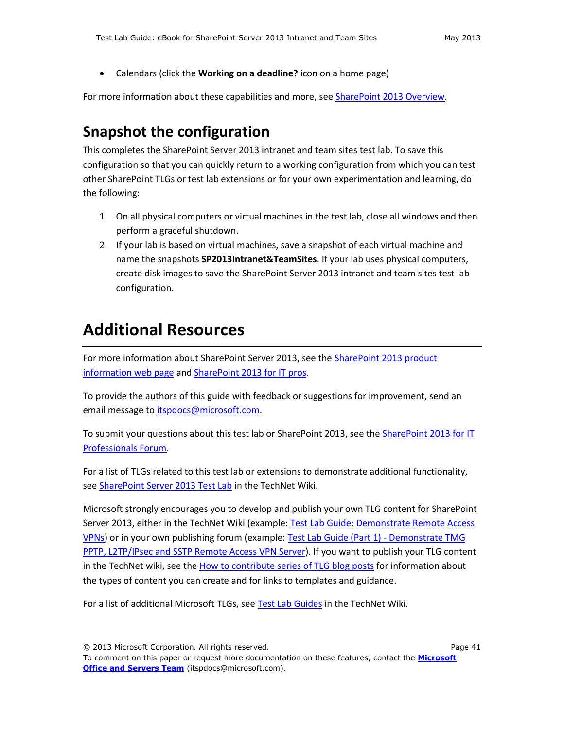- Calendars (click the **Working on a deadline?** icon on a home page)

For more information about these capabilities and more, see SharePoint 2013 Overview.

## Snapshot the configuration

This completes the SharePoint Server 2013 intranet and team sites test lab. To save this configuration so that you can quickly return to a working configuration from which you can test other SharePoint TLGs or test lab extensions or for your own experimentation and learning, do the following:

1. On all physical computers or virtual machines in the test lab, close all windows and then perform a graceful shutdown.
2. If your lab is based on virtual machines, save a snapshot of each virtual machine and name the snapshots **SP2013Intranet&TeamSites**. If your lab uses physical computers, create disk images to save the SharePoint Server 2013 intranet and team sites test lab configuration.

# Additional Resources

For more information about SharePoint Server 2013, see the SharePoint 2013 product information web page and SharePoint 2013 for IT pros.

To provide the authors of this guide with feedback or suggestions for improvement, send an email message to itspdocs@microsoft.com.

To submit your questions about this test lab or SharePoint 2013, see the SharePoint 2013 for IT Professionals Forum.

For a list of TLGs related to this test lab or extensions to demonstrate additional functionality, see SharePoint Server 2013 Test Lab in the TechNet Wiki.

Microsoft strongly encourages you to develop and publish your own TLG content for SharePoint Server 2013, either in the TechNet Wiki (example: Test Lab Guide: Demonstrate Remote Access VPNs) or in your own publishing forum (example: Test Lab Guide (Part 1) - Demonstrate TMG PPTP, L2TP/IPsec and SSTP Remote Access VPN Server). If you want to publish your TLG content in the TechNet wiki, see the How to contribute series of TLG blog posts for information about the types of content you can create and for links to templates and guidance.

For a list of additional Microsoft TLGs, see Test Lab Guides in the TechNet Wiki.